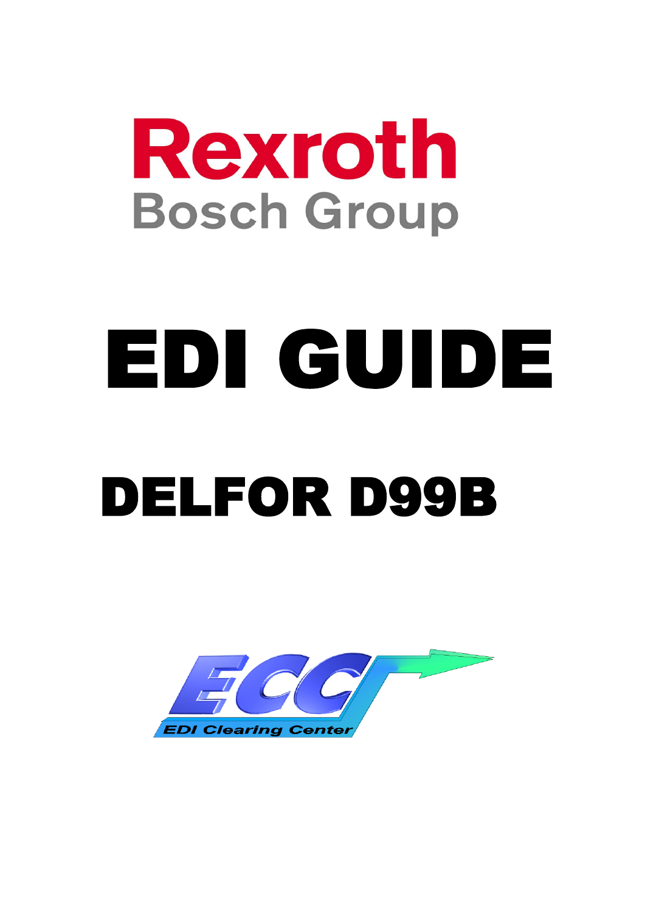Rexroth
Bosch Group

# EDI GUIDE

# DELFOR D99B

ECC
EDI Clearing Center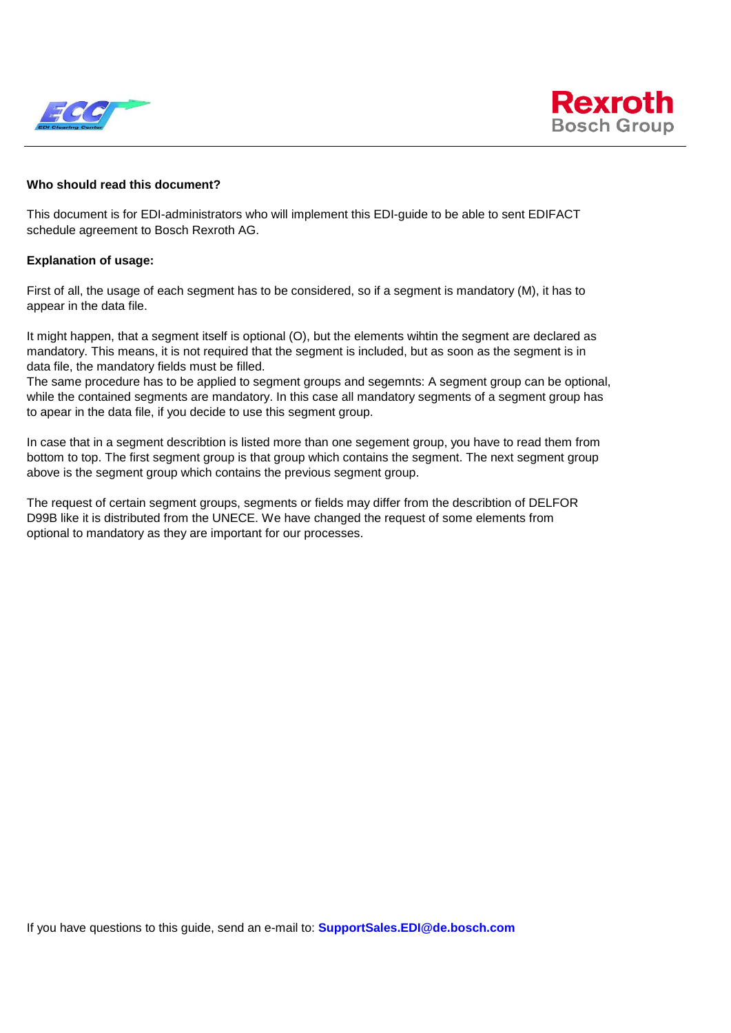**Who should read this document?**

This document is for EDI-administrators who will implement this EDI-guide to be able to sent EDIFACT schedule agreement to Bosch Rexroth AG.

**Explanation of usage:**

First of all, the usage of each segment has to be considered, so if a segment is mandatory (M), it has to appear in the data file.

It might happen, that a segment itself is optional (O), but the elements wihtin the segment are declared as mandatory. This means, it is not required that the segment is included, but as soon as the segment is in data file, the mandatory fields must be filled.
The same procedure has to be applied to segment groups and segemnts: A segment group can be optional, while the contained segments are mandatory. In this case all mandatory segments of a segment group has to apear in the data file, if you decide to use this segment group.

In case that in a segment describtion is listed more than one segement group, you have to read them from bottom to top. The first segment group is that group which contains the segment. The next segment group above is the segment group which contains the previous segment group.

The request of certain segment groups, segments or fields may differ from the describtion of DELFOR D99B like it is distributed from the UNECE. We have changed the request of some elements from optional to mandatory as they are important for our processes.

If you have questions to this guide, send an e-mail to: **SupportSales.EDI@de.bosch.com**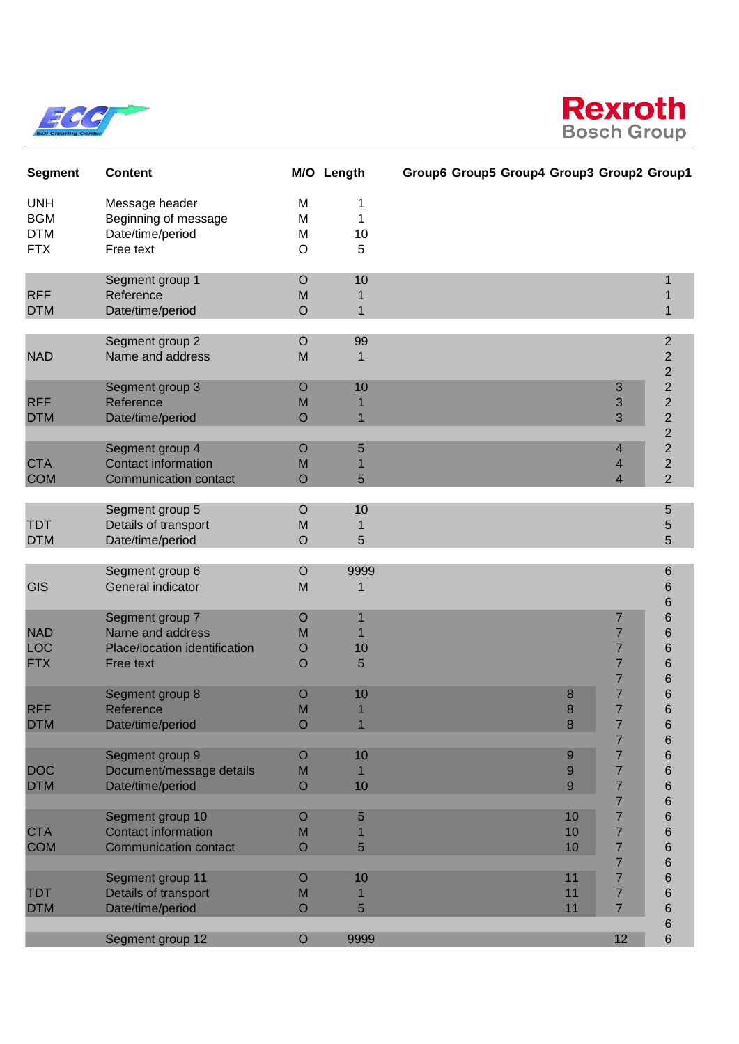| Segment | Content | M/O | Length | Group6 | Group5 | Group4 | Group3 | Group2 | Group1 |
|---|---|---|---|---|---|---|---|---|---|
| UNH | Message header | M | 1 | | | | | | |
| BGM | Beginning of message | M | 1 | | | | | | |
| DTM | Date/time/period | M | 10 | | | | | | |
| FTX | Free text | O | 5 | | | | | | |
| | | | | | | | | | |
| | Segment group 1 | O | 10 | | | | | | 1 |
| RFF | Reference | M | 1 | | | | | | 1 |
| DTM | Date/time/period | O | 1 | | | | | | 1 |
| | | | | | | | | | |
| | Segment group 2 | O | 99 | | | | | | 2 |
| NAD | Name and address | M | 1 | | | | | | 2 |
| | | | | | | | | | 2 |
| | Segment group 3 | O | 10 | | | | | 3 | 2 |
| RFF | Reference | M | 1 | | | | | 3 | 2 |
| DTM | Date/time/period | O | 1 | | | | | 3 | 2 |
| | | | | | | | | | 2 |
| | Segment group 4 | O | 5 | | | | | 4 | 2 |
| CTA | Contact information | M | 1 | | | | | 4 | 2 |
| COM | Communication contact | O | 5 | | | | | 4 | 2 |
| | | | | | | | | | |
| | Segment group 5 | O | 10 | | | | | | 5 |
| TDT | Details of transport | M | 1 | | | | | | 5 |
| DTM | Date/time/period | O | 5 | | | | | | 5 |
| | | | | | | | | | |
| | Segment group 6 | O | 9999 | | | | | | 6 |
| GIS | General indicator | M | 1 | | | | | | 6 |
| | | | | | | | | | 6 |
| | Segment group 7 | O | 1 | | | | | 7 | 6 |
| NAD | Name and address | M | 1 | | | | | 7 | 6 |
| LOC | Place/location identification | O | 10 | | | | | 7 | 6 |
| FTX | Free text | O | 5 | | | | | 7 | 6 |
| | | | | | | | | 7 | 6 |
| | Segment group 8 | O | 10 | | | | 8 | 7 | 6 |
| RFF | Reference | M | 1 | | | | 8 | 7 | 6 |
| DTM | Date/time/period | O | 1 | | | | 8 | 7 | 6 |
| | | | | | | | | 7 | 6 |
| | Segment group 9 | O | 10 | | | | 9 | 7 | 6 |
| DOC | Document/message details | M | 1 | | | | 9 | 7 | 6 |
| DTM | Date/time/period | O | 10 | | | | 9 | 7 | 6 |
| | | | | | | | | 7 | 6 |
| | Segment group 10 | O | 5 | | | | 10 | 7 | 6 |
| CTA | Contact information | M | 1 | | | | 10 | 7 | 6 |
| COM | Communication contact | O | 5 | | | | 10 | 7 | 6 |
| | | | | | | | | 7 | 6 |
| | Segment group 11 | O | 10 | | | | 11 | 7 | 6 |
| TDT | Details of transport | M | 1 | | | | 11 | 7 | 6 |
| DTM | Date/time/period | O | 5 | | | | 11 | 7 | 6 |
| | | | | | | | | | 6 |
| | Segment group 12 | O | 9999 | | | | | 12 | 6 |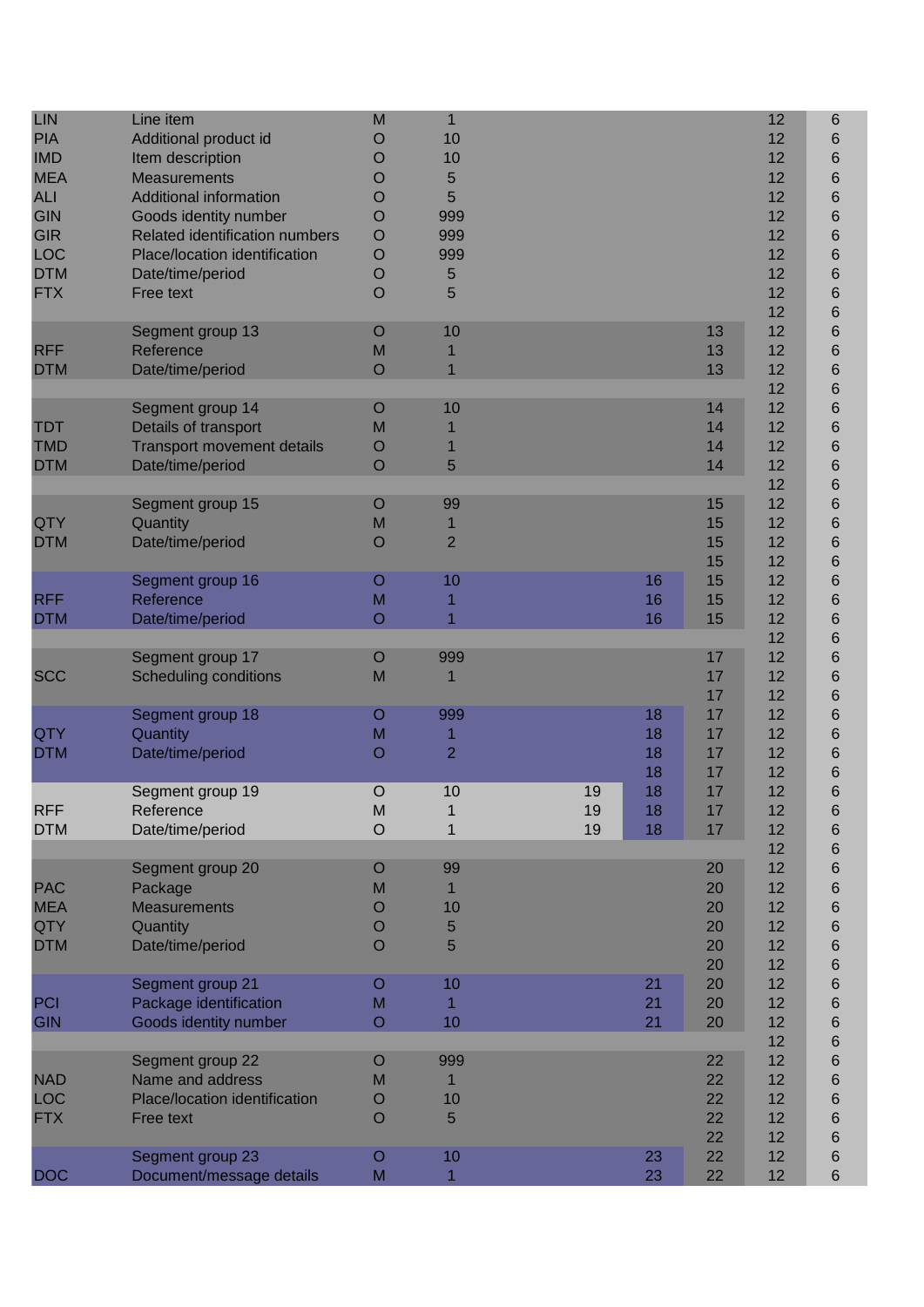| | | | | | | | | |
|---|---|---|---|---|---|---|---|---|
| LIN | Line item | M | 1 | | | | 12 | 6 |
| PIA | Additional product id | O | 10 | | | | 12 | 6 |
| IMD | Item description | O | 10 | | | | 12 | 6 |
| MEA | Measurements | O | 5 | | | | 12 | 6 |
| ALI | Additional information | O | 5 | | | | 12 | 6 |
| GIN | Goods identity number | O | 999 | | | | 12 | 6 |
| GIR | Related identification numbers | O | 999 | | | | 12 | 6 |
| LOC | Place/location identification | O | 999 | | | | 12 | 6 |
| DTM | Date/time/period | O | 5 | | | | 12 | 6 |
| FTX | Free text | O | 5 | | | | 12 | 6 |
| | | | | | | | 12 | 6 |
| | Segment group 13 | O | 10 | | | 13 | 12 | 6 |
| RFF | Reference | M | 1 | | | 13 | 12 | 6 |
| DTM | Date/time/period | O | 1 | | | 13 | 12 | 6 |
| | | | | | | | 12 | 6 |
| | Segment group 14 | O | 10 | | | 14 | 12 | 6 |
| TDT | Details of transport | M | 1 | | | 14 | 12 | 6 |
| TMD | Transport movement details | O | 1 | | | 14 | 12 | 6 |
| DTM | Date/time/period | O | 5 | | | 14 | 12 | 6 |
| | | | | | | | 12 | 6 |
| | Segment group 15 | O | 99 | | | 15 | 12 | 6 |
| QTY | Quantity | M | 1 | | | 15 | 12 | 6 |
| DTM | Date/time/period | O | 2 | | | 15 | 12 | 6 |
| | | | | | | 15 | 12 | 6 |
| | Segment group 16 | O | 10 | | 16 | 15 | 12 | 6 |
| RFF | Reference | M | 1 | | 16 | 15 | 12 | 6 |
| DTM | Date/time/period | O | 1 | | 16 | 15 | 12 | 6 |
| | | | | | | | 12 | 6 |
| | Segment group 17 | O | 999 | | | 17 | 12 | 6 |
| SCC | Scheduling conditions | M | 1 | | | 17 | 12 | 6 |
| | | | | | | 17 | 12 | 6 |
| | Segment group 18 | O | 999 | | 18 | 17 | 12 | 6 |
| QTY | Quantity | M | 1 | | 18 | 17 | 12 | 6 |
| DTM | Date/time/period | O | 2 | | 18 | 17 | 12 | 6 |
| | | | | | 18 | 17 | 12 | 6 |
| | Segment group 19 | O | 10 | 19 | 18 | 17 | 12 | 6 |
| RFF | Reference | M | 1 | 19 | 18 | 17 | 12 | 6 |
| DTM | Date/time/period | O | 1 | 19 | 18 | 17 | 12 | 6 |
| | | | | | | | 12 | 6 |
| | Segment group 20 | O | 99 | | | 20 | 12 | 6 |
| PAC | Package | M | 1 | | | 20 | 12 | 6 |
| MEA | Measurements | O | 10 | | | 20 | 12 | 6 |
| QTY | Quantity | O | 5 | | | 20 | 12 | 6 |
| DTM | Date/time/period | O | 5 | | | 20 | 12 | 6 |
| | | | | | | 20 | 12 | 6 |
| | Segment group 21 | O | 10 | | 21 | 20 | 12 | 6 |
| PCI | Package identification | M | 1 | | 21 | 20 | 12 | 6 |
| GIN | Goods identity number | O | 10 | | 21 | 20 | 12 | 6 |
| | | | | | | | 12 | 6 |
| | Segment group 22 | O | 999 | | | 22 | 12 | 6 |
| NAD | Name and address | M | 1 | | | 22 | 12 | 6 |
| LOC | Place/location identification | O | 10 | | | 22 | 12 | 6 |
| FTX | Free text | O | 5 | | | 22 | 12 | 6 |
| | | | | | | 22 | 12 | 6 |
| | Segment group 23 | O | 10 | | 23 | 22 | 12 | 6 |
| DOC | Document/message details | M | 1 | | 23 | 22 | 12 | 6 |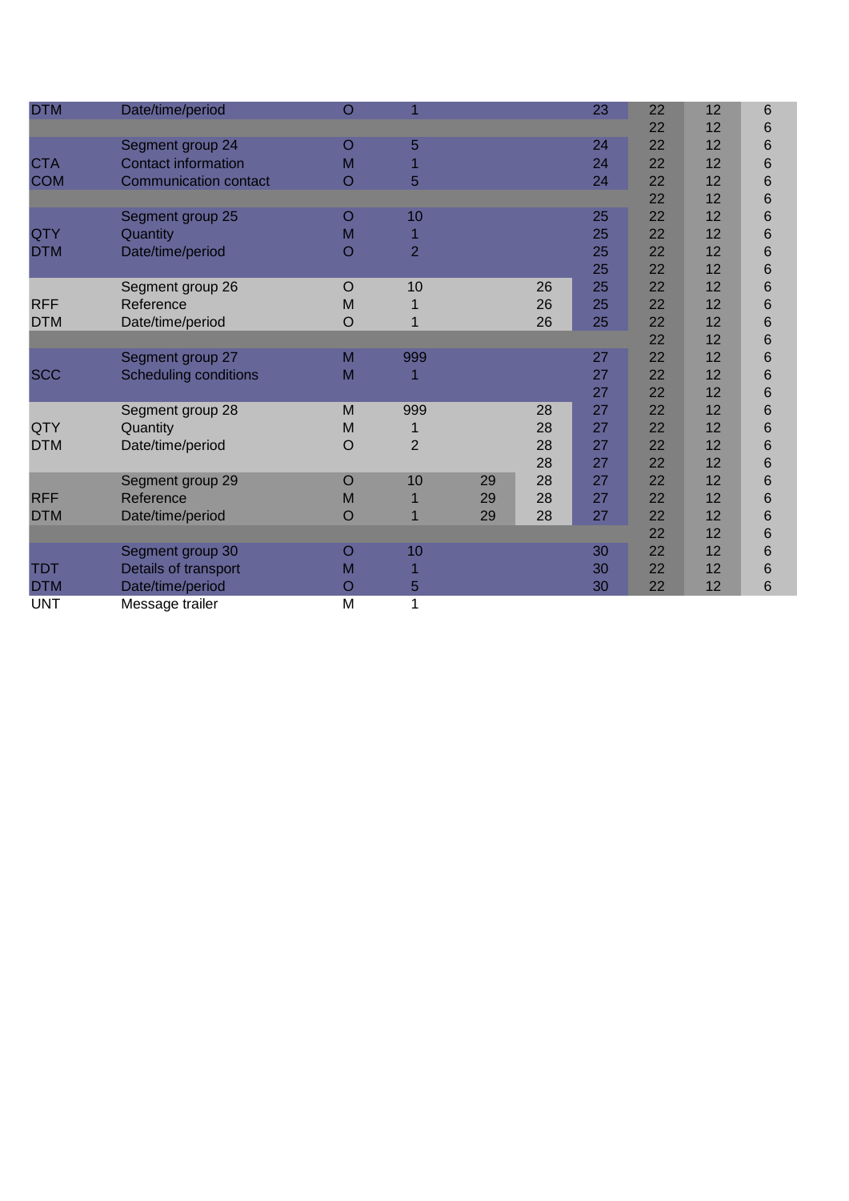| | | | | | | | | | |
|---|---|---|---|---|---|---|---|---|---|
| DTM | Date/time/period | O | 1 | | | 23 | 22 | 12 | 6 |
| | | | | | | | 22 | 12 | 6 |
| | Segment group 24 | O | 5 | | | 24 | 22 | 12 | 6 |
| CTA | Contact information | M | 1 | | | 24 | 22 | 12 | 6 |
| COM | Communication contact | O | 5 | | | 24 | 22 | 12 | 6 |
| | | | | | | | 22 | 12 | 6 |
| | Segment group 25 | O | 10 | | | 25 | 22 | 12 | 6 |
| QTY | Quantity | M | 1 | | | 25 | 22 | 12 | 6 |
| DTM | Date/time/period | O | 2 | | | 25 | 22 | 12 | 6 |
| | | | | | | 25 | 22 | 12 | 6 |
| | Segment group 26 | O | 10 | | 26 | 25 | 22 | 12 | 6 |
| RFF | Reference | M | 1 | | 26 | 25 | 22 | 12 | 6 |
| DTM | Date/time/period | O | 1 | | 26 | 25 | 22 | 12 | 6 |
| | | | | | | | 22 | 12 | 6 |
| | Segment group 27 | M | 999 | | | 27 | 22 | 12 | 6 |
| SCC | Scheduling conditions | M | 1 | | | 27 | 22 | 12 | 6 |
| | | | | | | 27 | 22 | 12 | 6 |
| | Segment group 28 | M | 999 | | 28 | 27 | 22 | 12 | 6 |
| QTY | Quantity | M | 1 | | 28 | 27 | 22 | 12 | 6 |
| DTM | Date/time/period | O | 2 | | 28 | 27 | 22 | 12 | 6 |
| | | | | | 28 | 27 | 22 | 12 | 6 |
| | Segment group 29 | O | 10 | 29 | 28 | 27 | 22 | 12 | 6 |
| RFF | Reference | M | 1 | 29 | 28 | 27 | 22 | 12 | 6 |
| DTM | Date/time/period | O | 1 | 29 | 28 | 27 | 22 | 12 | 6 |
| | | | | | | | 22 | 12 | 6 |
| | Segment group 30 | O | 10 | | | 30 | 22 | 12 | 6 |
| TDT | Details of transport | M | 1 | | | 30 | 22 | 12 | 6 |
| DTM | Date/time/period | O | 5 | | | 30 | 22 | 12 | 6 |
| UNT | Message trailer | M | 1 | | | | | | |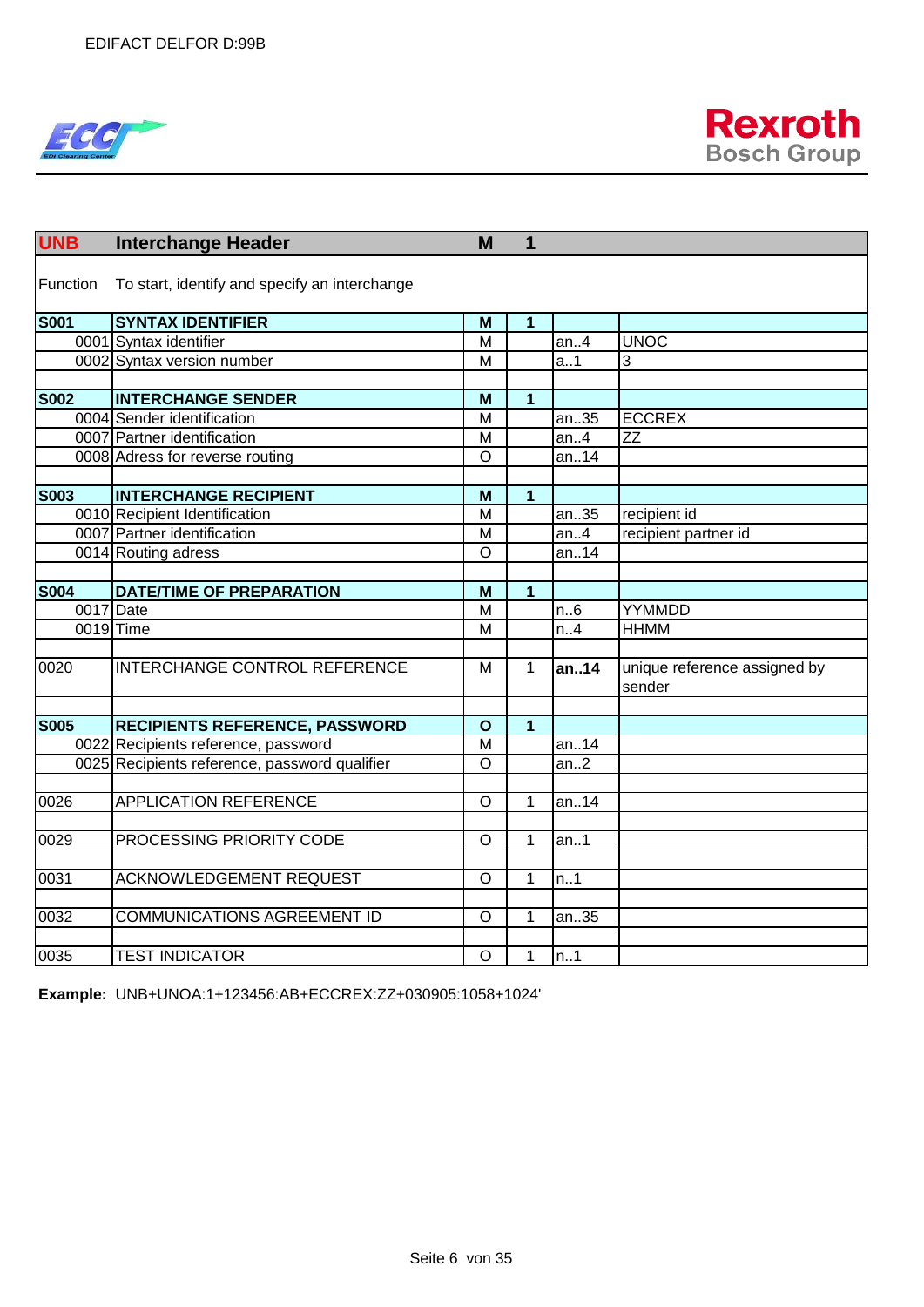| UNB | Interchange Header | M | 1 | | |
|---|---|---|---|---|---|
| Function | To start, identify and specify an interchange | | | | |
| **S001** | **SYNTAX IDENTIFIER** | **M** | **1** | | |
| 0001 | Syntax identifier | M | | an..4 | UNOC |
| 0002 | Syntax version number | M | | a..1 | 3 |
| | | | | | |
| **S002** | **INTERCHANGE SENDER** | **M** | **1** | | |
| 0004 | Sender identification | M | | an..35 | ECCREX |
| 0007 | Partner identification | M | | an..4 | ZZ |
| 0008 | Adress for reverse routing | O | | an..14 | |
| | | | | | |
| **S003** | **INTERCHANGE RECIPIENT** | **M** | **1** | | |
| 0010 | Recipient Identification | M | | an..35 | recipient id |
| 0007 | Partner identification | M | | an..4 | recipient partner id |
| 0014 | Routing adress | O | | an..14 | |
| | | | | | |
| **S004** | **DATE/TIME OF PREPARATION** | **M** | **1** | | |
| 0017 | Date | M | | n..6 | YYMMDD |
| 0019 | Time | M | | n..4 | HHMM |
| | | | | | |
| 0020 | INTERCHANGE CONTROL REFERENCE | M | 1 | **an..14** | unique reference assigned by sender |
| | | | | | |
| **S005** | **RECIPIENTS REFERENCE, PASSWORD** | **O** | **1** | | |
| 0022 | Recipients reference, password | M | | an..14 | |
| 0025 | Recipients reference, password qualifier | O | | an..2 | |
| | | | | | |
| 0026 | APPLICATION REFERENCE | O | 1 | an..14 | |
| | | | | | |
| 0029 | PROCESSING PRIORITY CODE | O | 1 | an..1 | |
| | | | | | |
| 0031 | ACKNOWLEDGEMENT REQUEST | O | 1 | n..1 | |
| | | | | | |
| 0032 | COMMUNICATIONS AGREEMENT ID | O | 1 | an..35 | |
| | | | | | |
| 0035 | TEST INDICATOR | O | 1 | n..1 | |

**Example:** UNB+UNOA:1+123456:AB+ECCREX:ZZ+030905:1058+1024'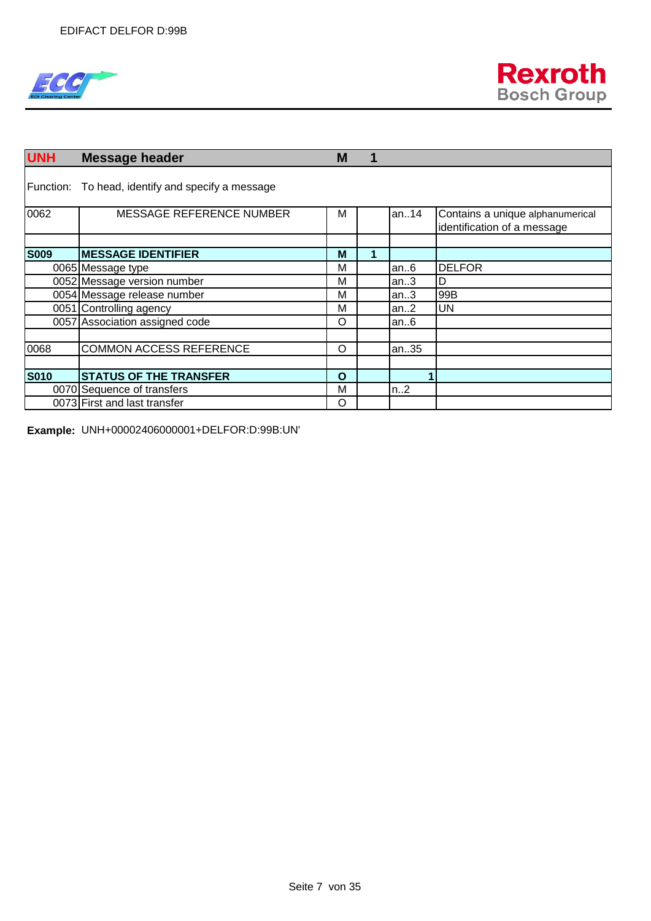| UNH | Message header | M | 1 | | |
|---|---|---|---|---|---|
| Function: | To head, identify and specify a message | | | | |
| 0062 | MESSAGE REFERENCE NUMBER | M | | an..14 | Contains a unique alphanumerical identification of a message |
| | | | | | |
| **S009** | **MESSAGE IDENTIFIER** | **M** | **1** | | |
| 0065 | Message type | M | | an..6 | DELFOR |
| 0052 | Message version number | M | | an..3 | D |
| 0054 | Message release number | M | | an..3 | 99B |
| 0051 | Controlling agency | M | | an..2 | UN |
| 0057 | Association assigned code | O | | an..6 | |
| | | | | | |
| 0068 | COMMON ACCESS REFERENCE | O | | an..35 | |
| | | | | | |
| **S010** | **STATUS OF THE TRANSFER** | **O** | | 1 | |
| 0070 | Sequence of transfers | M | | n..2 | |
| 0073 | First and last transfer | O | | | |

**Example:** UNH+00002406000001+DELFOR:D:99B:UN'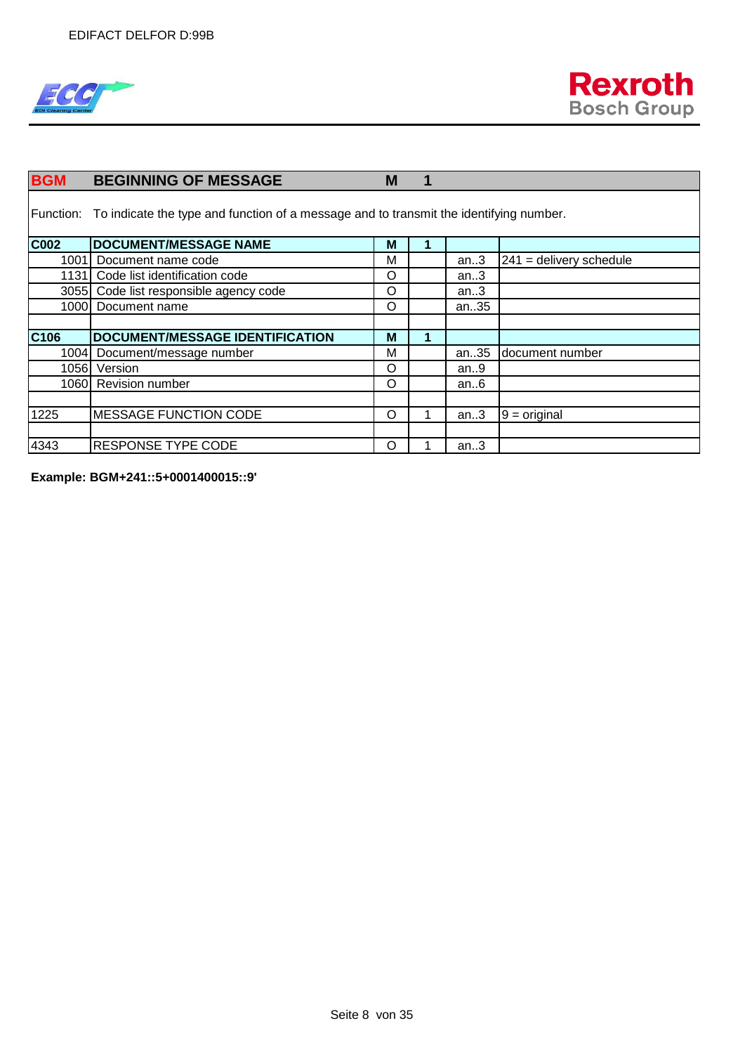| BGM | BEGINNING OF MESSAGE | M | 1 | | |
|---|---|---|---|---|---|
| Function: | To indicate the type and function of a message and to transmit the identifying number. | | | | |
| **C002** | **DOCUMENT/MESSAGE NAME** | **M** | **1** | | |
| 1001 | Document name code | M | | an..3 | 241 = delivery schedule |
| 1131 | Code list identification code | O | | an..3 | |
| 3055 | Code list responsible agency code | O | | an..3 | |
| 1000 | Document name | O | | an..35 | |
| | | | | | |
| **C106** | **DOCUMENT/MESSAGE IDENTIFICATION** | **M** | **1** | | |
| 1004 | Document/message number | M | | an..35 | document number |
| 1056 | Version | O | | an..9 | |
| 1060 | Revision number | O | | an..6 | |
| | | | | | |
| 1225 | MESSAGE FUNCTION CODE | O | 1 | an..3 | 9 = original |
| | | | | | |
| 4343 | RESPONSE TYPE CODE | O | 1 | an..3 | |

**Example: BGM+241::5+0001400015::9'**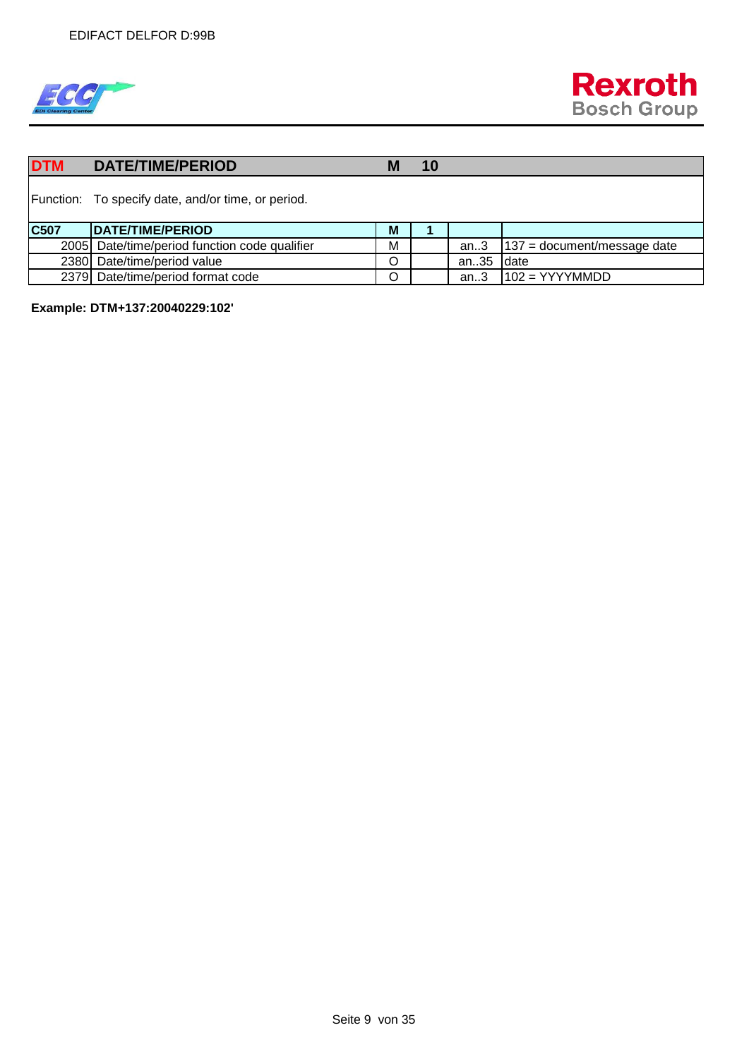| DTM | DATE/TIME/PERIOD | M | 10 | | |
|---|---|---|---|---|---|
| Function: | To specify date, and/or time, or period. | | | | |
| **C507** | **DATE/TIME/PERIOD** | **M** | **1** | | |
| 2005 | Date/time/period function code qualifier | M | | an..3 | 137 = document/message date |
| 2380 | Date/time/period value | O | | an..35 | date |
| 2379 | Date/time/period format code | O | | an..3 | 102 = YYYYMMDD |

**Example: DTM+137:20040229:102'**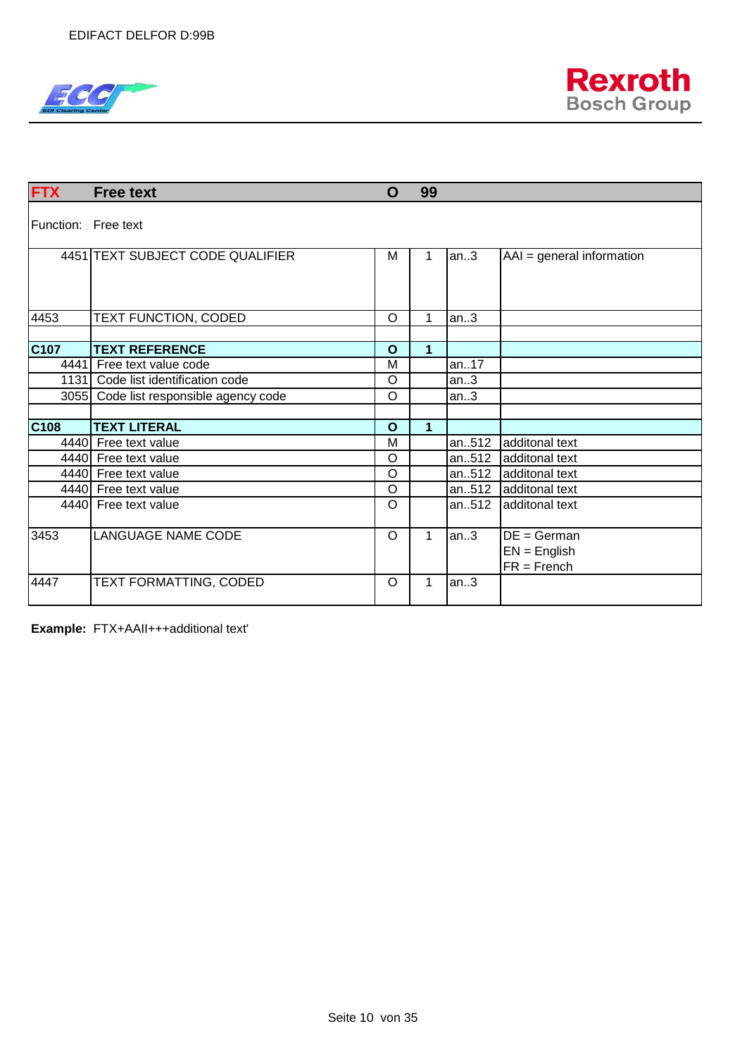| FTX | Free text | O | 99 | | |
|---|---|---|---|---|---|
| Function: | Free text | | | | |
| 4451 | TEXT SUBJECT CODE QUALIFIER | M | 1 | an..3 | AAI = general information |
| 4453 | TEXT FUNCTION, CODED | O | 1 | an..3 | |
| | | | | | |
| **C107** | **TEXT REFERENCE** | **O** | **1** | | |
| 4441 | Free text value code | M | | an..17 | |
| 1131 | Code list identification code | O | | an..3 | |
| 3055 | Code list responsible agency code | O | | an..3 | |
| | | | | | |
| **C108** | **TEXT LITERAL** | **O** | **1** | | |
| 4440 | Free text value | M | | an..512 | additonal text |
| 4440 | Free text value | O | | an..512 | additonal text |
| 4440 | Free text value | O | | an..512 | additonal text |
| 4440 | Free text value | O | | an..512 | additonal text |
| 4440 | Free text value | O | | an..512 | additonal text |
| 3453 | LANGUAGE NAME CODE | O | 1 | an..3 | DE = German<br>EN = English<br>FR = French |
| 4447 | TEXT FORMATTING, CODED | O | 1 | an..3 | |

**Example:** FTX+AAI I+++additional text'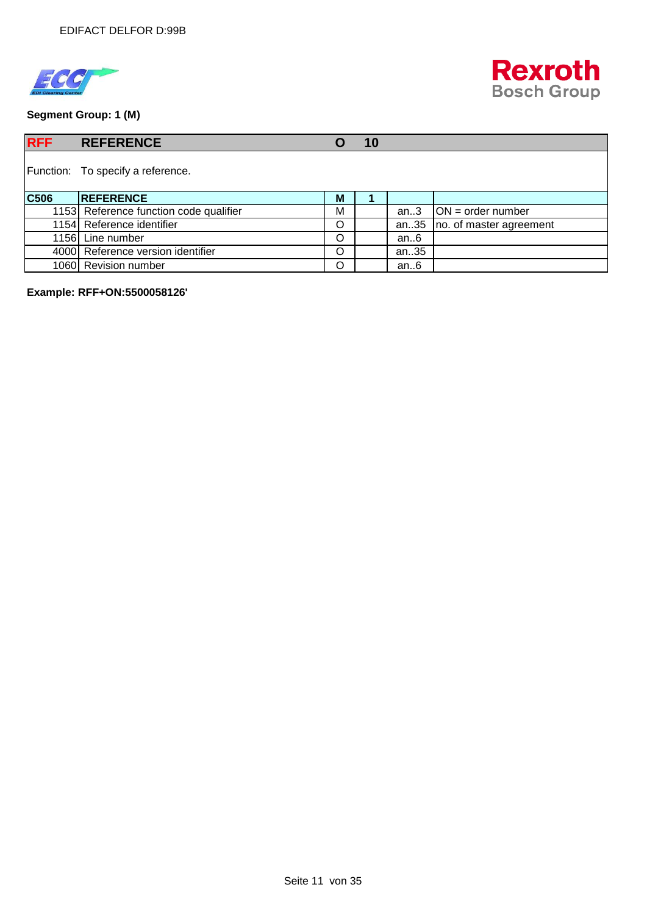**Segment Group: 1 (M)**

| RFF | REFERENCE | O | 10 | | |
|---|---|---|---|---|---|
| Function: | To specify a reference. | | | | |
| C506 | REFERENCE | M | 1 | | |
| 1153 | Reference function code qualifier | M | | an..3 | ON = order number |
| 1154 | Reference identifier | O | | an..35 | no. of master agreement |
| 1156 | Line number | O | | an..6 | |
| 4000 | Reference version identifier | O | | an..35 | |
| 1060 | Revision number | O | | an..6 | |

**Example: RFF+ON:5500058126'**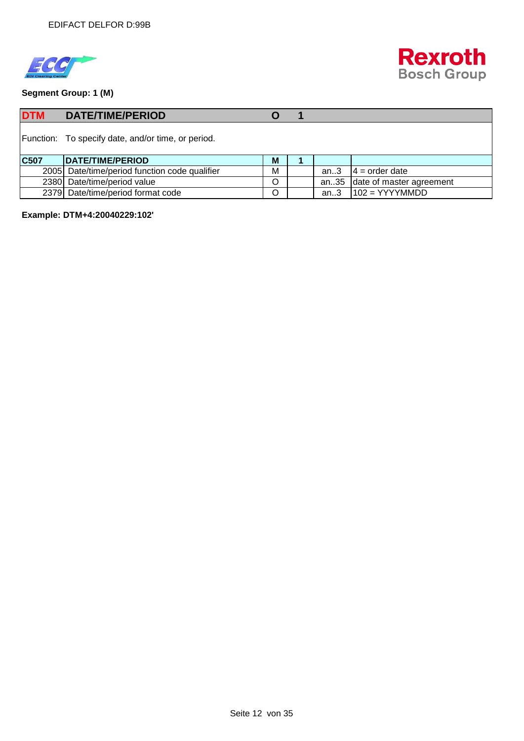**Segment Group: 1 (M)**

| DTM | DATE/TIME/PERIOD | O | 1 | | |
|---|---|---|---|---|---|
| Function: | To specify date, and/or time, or period. | | | | |
| **C507** | **DATE/TIME/PERIOD** | **M** | **1** | | |
| 2005 | Date/time/period function code qualifier | M | | an..3 | 4 = order date |
| 2380 | Date/time/period value | O | | an..35 | date of master agreement |
| 2379 | Date/time/period format code | O | | an..3 | 102 = YYYYMMDD |

**Example: DTM+4:20040229:102'**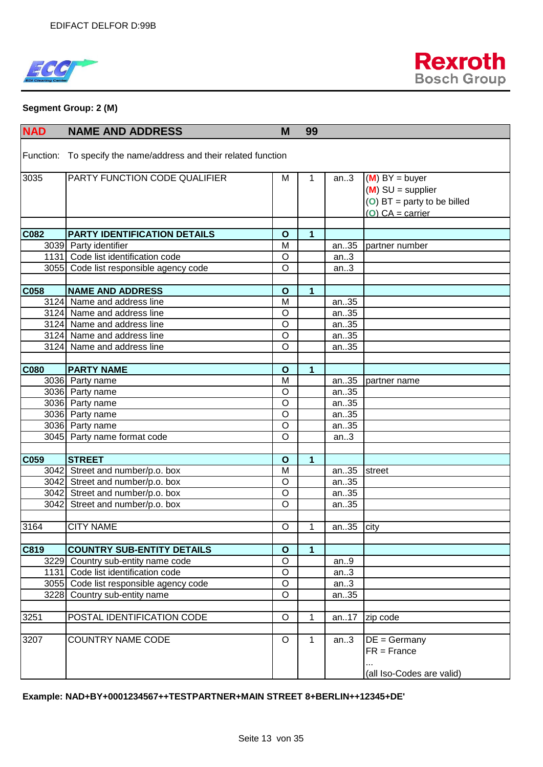**Segment Group: 2 (M)**

| NAD | NAME AND ADDRESS | M | 99 | | |
|---|---|---|---|---|---|
| Function: | To specify the name/address and their related function | | | | |
| 3035 | PARTY FUNCTION CODE QUALIFIER | M | 1 | an..3 | (M) BY = buyer<br>(M) SU = supplier<br>(O) BT = party to be billed<br>(O) CA = carrier |
| | | | | | |
| **C082** | **PARTY IDENTIFICATION DETAILS** | **O** | **1** | | |
| 3039 | Party identifier | M | | an..35 | partner number |
| 1131 | Code list identification code | O | | an..3 | |
| 3055 | Code list responsible agency code | O | | an..3 | |
| | | | | | |
| **C058** | **NAME AND ADDRESS** | **O** | **1** | | |
| 3124 | Name and address line | M | | an..35 | |
| 3124 | Name and address line | O | | an..35 | |
| 3124 | Name and address line | O | | an..35 | |
| 3124 | Name and address line | O | | an..35 | |
| 3124 | Name and address line | O | | an..35 | |
| | | | | | |
| **C080** | **PARTY NAME** | **O** | **1** | | |
| 3036 | Party name | M | | an..35 | partner name |
| 3036 | Party name | O | | an..35 | |
| 3036 | Party name | O | | an..35 | |
| 3036 | Party name | O | | an..35 | |
| 3036 | Party name | O | | an..35 | |
| 3045 | Party name format code | O | | an..3 | |
| | | | | | |
| **C059** | **STREET** | **O** | **1** | | |
| 3042 | Street and number/p.o. box | M | | an..35 | street |
| 3042 | Street and number/p.o. box | O | | an..35 | |
| 3042 | Street and number/p.o. box | O | | an..35 | |
| 3042 | Street and number/p.o. box | O | | an..35 | |
| | | | | | |
| 3164 | CITY NAME | O | 1 | an..35 | city |
| | | | | | |
| **C819** | **COUNTRY SUB-ENTITY DETAILS** | **O** | **1** | | |
| 3229 | Country sub-entity name code | O | | an..9 | |
| 1131 | Code list identification code | O | | an..3 | |
| 3055 | Code list responsible agency code | O | | an..3 | |
| 3228 | Country sub-entity name | O | | an..35 | |
| | | | | | |
| 3251 | POSTAL IDENTIFICATION CODE | O | 1 | an..17 | zip code |
| | | | | | |
| 3207 | COUNTRY NAME CODE | O | 1 | an..3 | DE = Germany<br>FR = France<br>...<br>(all Iso-Codes are valid) |

**Example: NAD+BY+0001234567++TESTPARTNER+MAIN STREET 8+BERLIN++12345+DE'**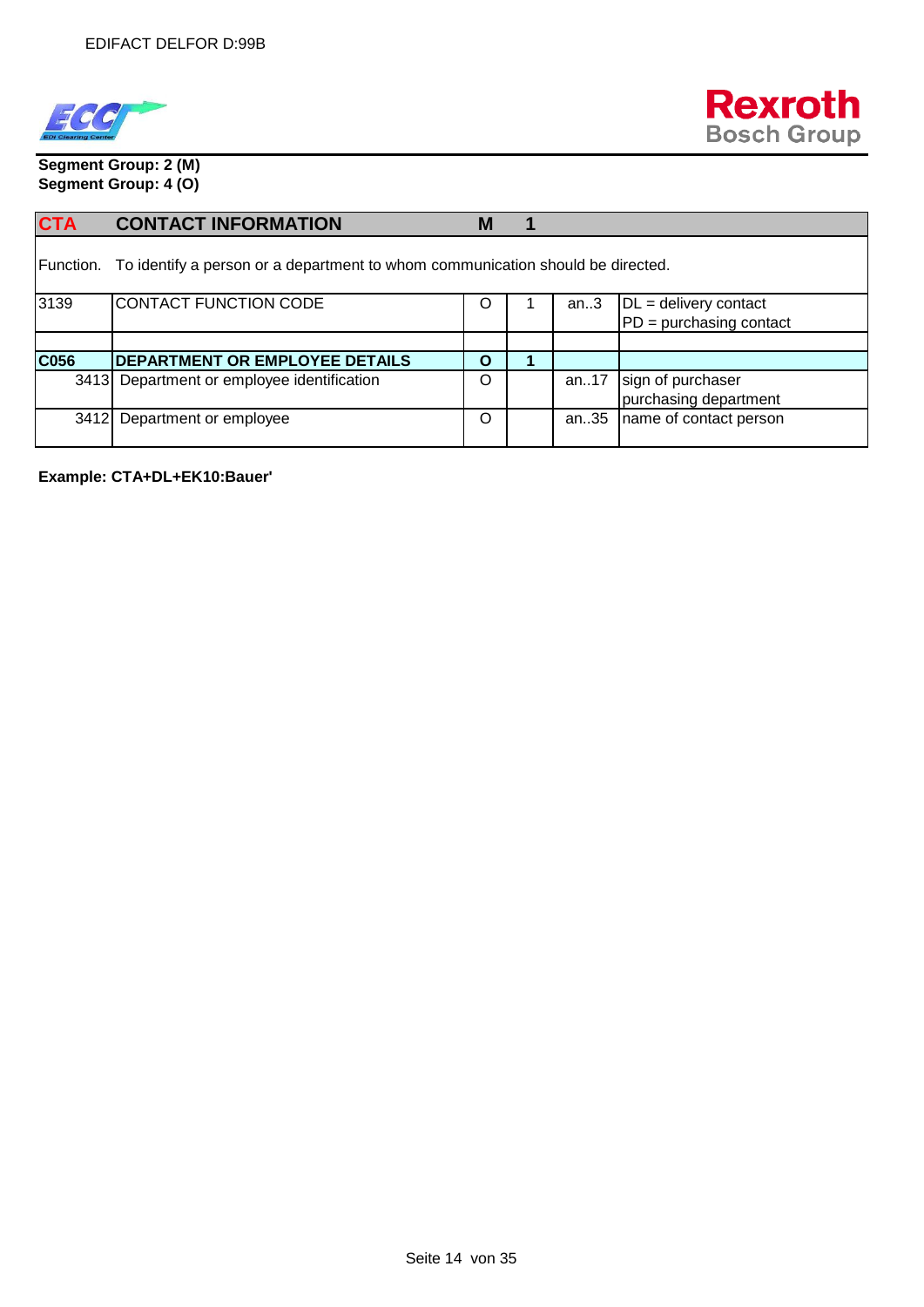**Segment Group: 2 (M)**
**Segment Group: 4 (O)**

| CTA | CONTACT INFORMATION | M | 1 | | |
|---|---|---|---|---|---|
| Function. | To identify a person or a department to whom communication should be directed. | | | | |
| 3139 | CONTACT FUNCTION CODE | O | 1 | an..3 | DL = delivery contact<br>PD = purchasing contact |
| | | | | | |
| **C056** | **DEPARTMENT OR EMPLOYEE DETAILS** | **O** | **1** | | |
| 3413 | Department or employee identification | O | | an..17 | sign of purchaser<br>purchasing department |
| 3412 | Department or employee | O | | an..35 | name of contact person |

**Example: CTA+DL+EK10:Bauer'**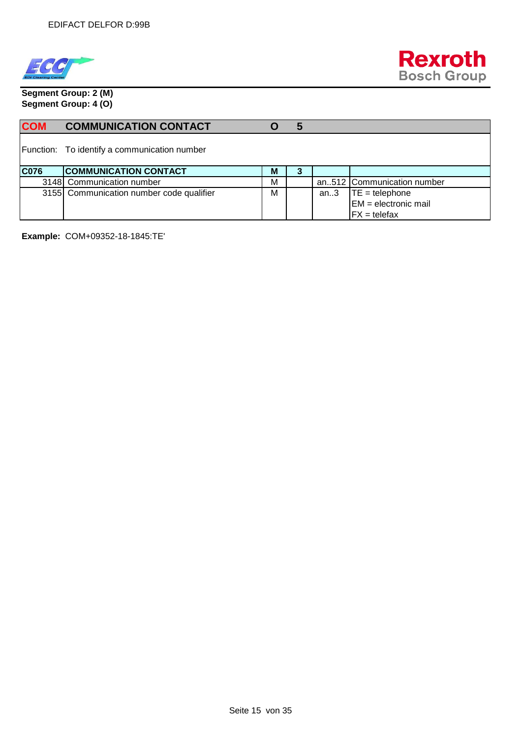**Segment Group: 2 (M)**
**Segment Group: 4 (O)**

| **COM** | **COMMUNICATION CONTACT** | **O** | **5** | | |
|---|---|---|---|---|---|
| Function: | To identify a communication number | | | | |
| **C076** | **COMMUNICATION CONTACT** | **M** | **3** | | |
| 3148 | Communication number | M | | an..512 | Communication number |
| 3155 | Communication number code qualifier | M | | an..3 | TE = telephone<br>EM = electronic mail<br>FX = telefax |

**Example:** COM+09352-18-1845:TE'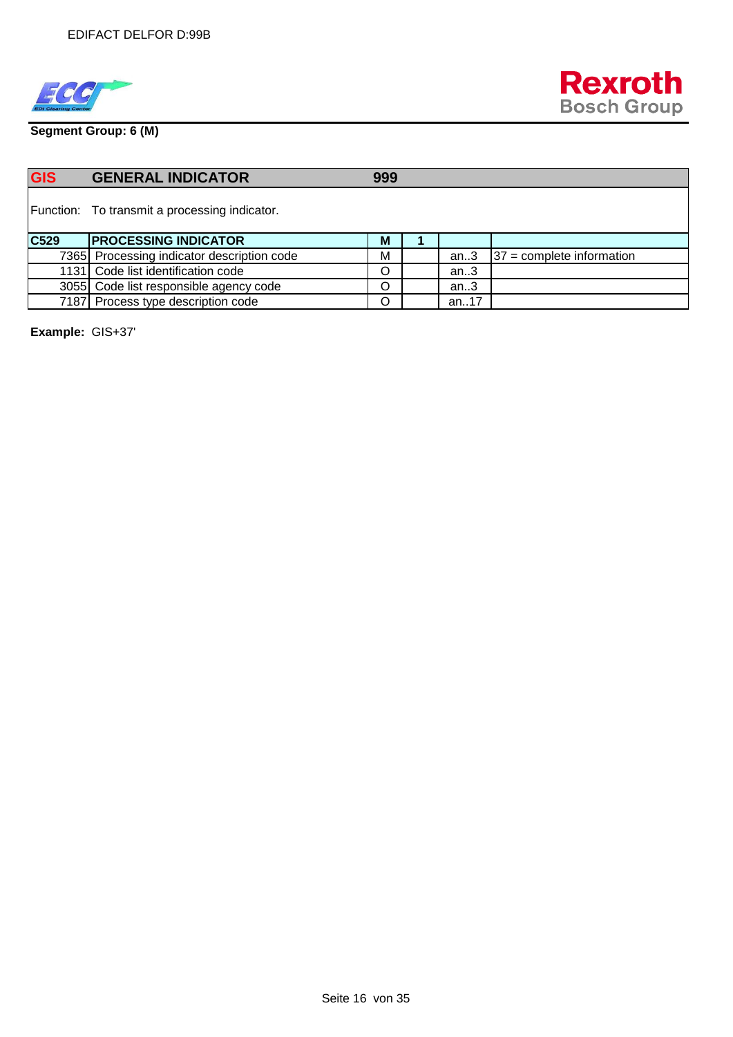**Segment Group: 6 (M)**

| GIS | GENERAL INDICATOR | 999 | | | |
|---|---|---|---|---|---|
| Function: | To transmit a processing indicator. | | | | |
| **C529** | **PROCESSING INDICATOR** | **M** | **1** | | |
| 7365 | Processing indicator description code | M | | an..3 | 37 = complete information |
| 1131 | Code list identification code | O | | an..3 | |
| 3055 | Code list responsible agency code | O | | an..3 | |
| 7187 | Process type description code | O | | an..17 | |

**Example:** GIS+37'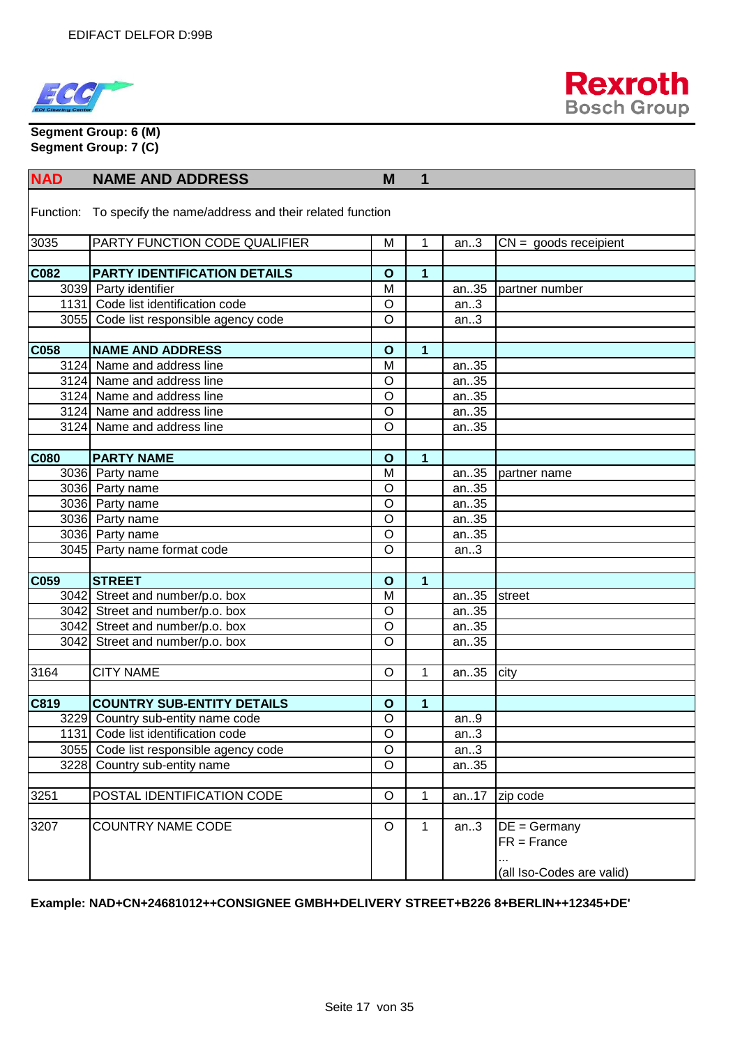**Segment Group: 6 (M)**
**Segment Group: 7 (C)**

| NAD | NAME AND ADDRESS | M | 1 | | |
|---|---|---|---|---|---|
| Function: | To specify the name/address and their related function | | | | |
| 3035 | PARTY FUNCTION CODE QUALIFIER | M | 1 | an..3 | CN = goods receipient |
| | | | | | |
| **C082** | **PARTY IDENTIFICATION DETAILS** | **O** | **1** | | |
| 3039 | Party identifier | M | | an..35 | partner number |
| 1131 | Code list identification code | O | | an..3 | |
| 3055 | Code list responsible agency code | O | | an..3 | |
| | | | | | |
| **C058** | **NAME AND ADDRESS** | **O** | **1** | | |
| 3124 | Name and address line | M | | an..35 | |
| 3124 | Name and address line | O | | an..35 | |
| 3124 | Name and address line | O | | an..35 | |
| 3124 | Name and address line | O | | an..35 | |
| 3124 | Name and address line | O | | an..35 | |
| | | | | | |
| **C080** | **PARTY NAME** | **O** | **1** | | |
| 3036 | Party name | M | | an..35 | partner name |
| 3036 | Party name | O | | an..35 | |
| 3036 | Party name | O | | an..35 | |
| 3036 | Party name | O | | an..35 | |
| 3036 | Party name | O | | an..35 | |
| 3045 | Party name format code | O | | an..3 | |
| | | | | | |
| **C059** | **STREET** | **O** | **1** | | |
| 3042 | Street and number/p.o. box | M | | an..35 | street |
| 3042 | Street and number/p.o. box | O | | an..35 | |
| 3042 | Street and number/p.o. box | O | | an..35 | |
| 3042 | Street and number/p.o. box | O | | an..35 | |
| | | | | | |
| 3164 | CITY NAME | O | 1 | an..35 | city |
| | | | | | |
| **C819** | **COUNTRY SUB-ENTITY DETAILS** | **O** | **1** | | |
| 3229 | Country sub-entity name code | O | | an..9 | |
| 1131 | Code list identification code | O | | an..3 | |
| 3055 | Code list responsible agency code | O | | an..3 | |
| 3228 | Country sub-entity name | O | | an..35 | |
| | | | | | |
| 3251 | POSTAL IDENTIFICATION CODE | O | 1 | an..17 | zip code |
| | | | | | |
| 3207 | COUNTRY NAME CODE | O | 1 | an..3 | DE = Germany<br>FR = France<br>...<br>(all Iso-Codes are valid) |

**Example: NAD+CN+24681012++CONSIGNEE GMBH+DELIVERY STREET+B226 8+BERLIN++12345+DE'**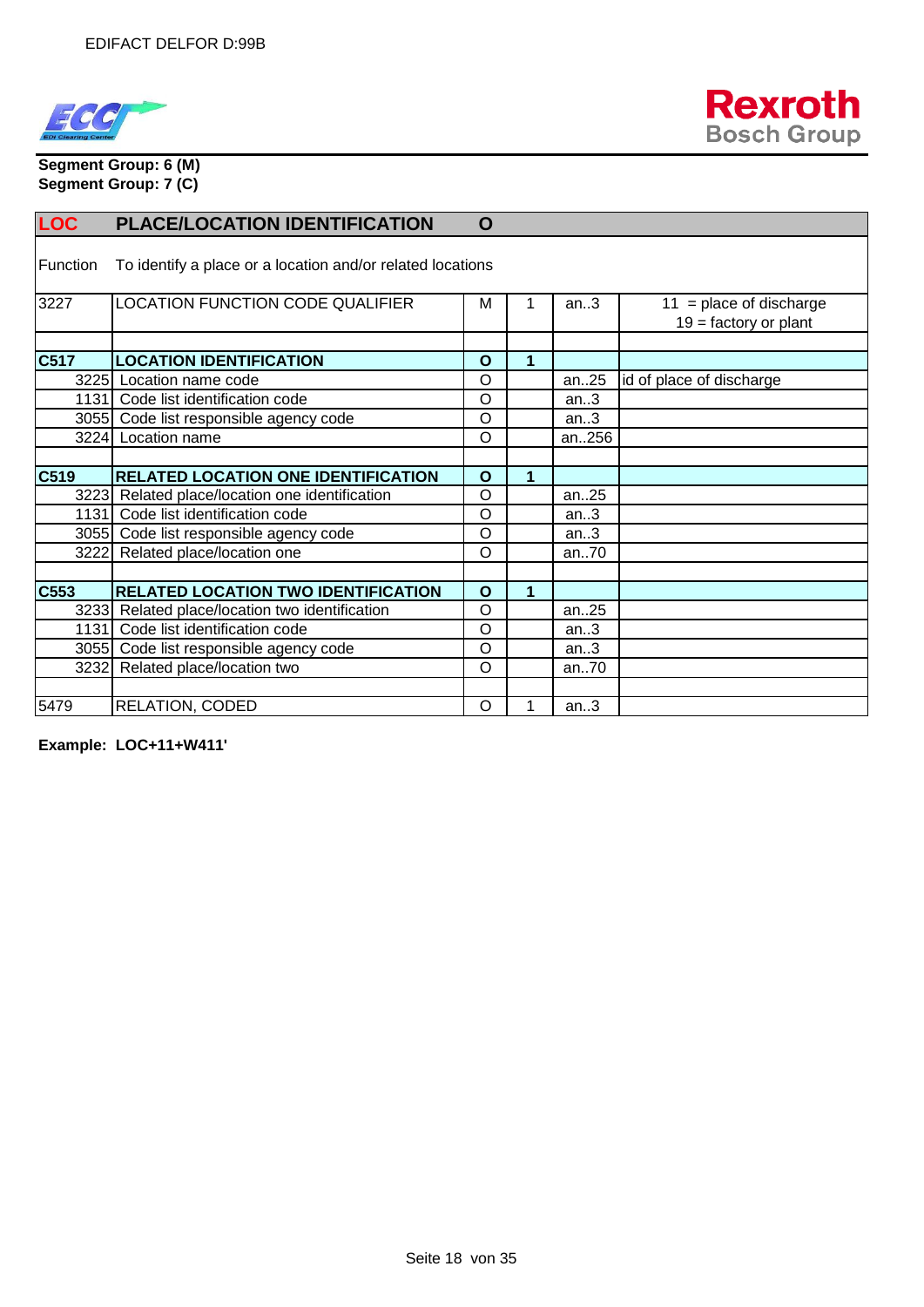**Segment Group: 6 (M)**
**Segment Group: 7 (C)**

| LOC | PLACE/LOCATION IDENTIFICATION | O | | | |
|---|---|---|---|---|---|
| Function | To identify a place or a location and/or related locations | | | | |
| 3227 | LOCATION FUNCTION CODE QUALIFIER | M | 1 | an..3 | 11 = place of discharge<br>19 = factory or plant |
| | | | | | |
| **C517** | **LOCATION IDENTIFICATION** | **O** | **1** | | |
| 3225 | Location name code | O | | an..25 | id of place of discharge |
| 1131 | Code list identification code | O | | an..3 | |
| 3055 | Code list responsible agency code | O | | an..3 | |
| 3224 | Location name | O | | an..256 | |
| | | | | | |
| **C519** | **RELATED LOCATION ONE IDENTIFICATION** | **O** | **1** | | |
| 3223 | Related place/location one identification | O | | an..25 | |
| 1131 | Code list identification code | O | | an..3 | |
| 3055 | Code list responsible agency code | O | | an..3 | |
| 3222 | Related place/location one | O | | an..70 | |
| | | | | | |
| **C553** | **RELATED LOCATION TWO IDENTIFICATION** | **O** | **1** | | |
| 3233 | Related place/location two identification | O | | an..25 | |
| 1131 | Code list identification code | O | | an..3 | |
| 3055 | Code list responsible agency code | O | | an..3 | |
| 3232 | Related place/location two | O | | an..70 | |
| | | | | | |
| 5479 | RELATION, CODED | O | 1 | an..3 | |

**Example: LOC+11+W411'**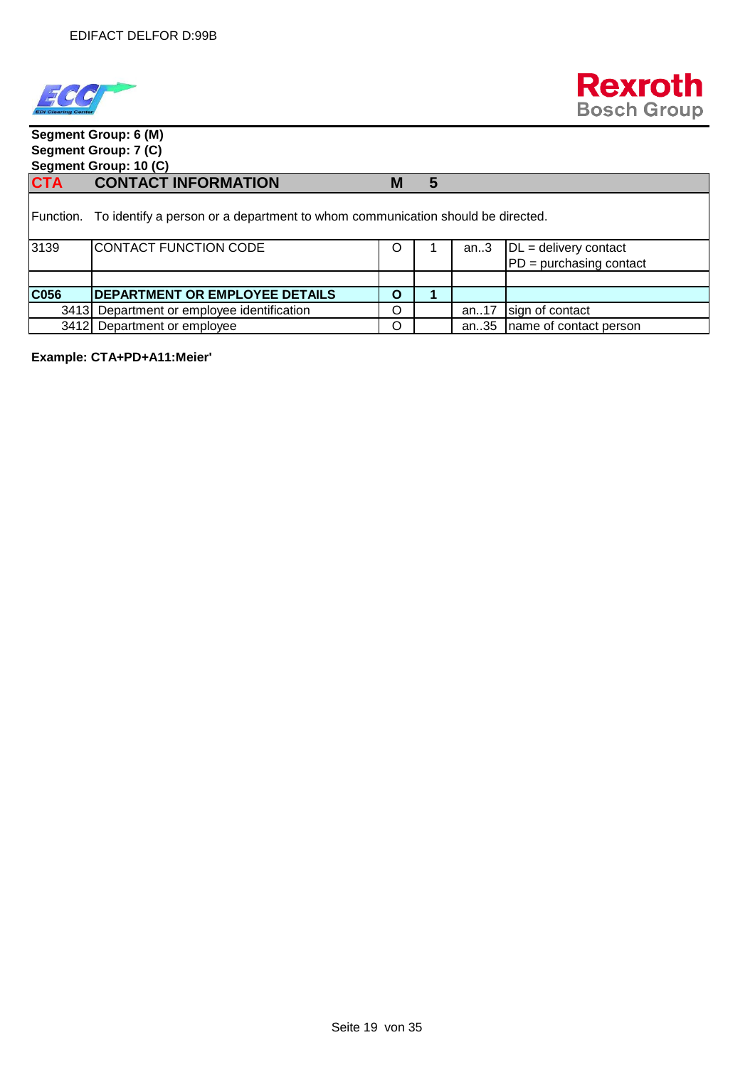**Segment Group: 6 (M)**
**Segment Group: 7 (C)**
**Segment Group: 10 (C)**

| CTA | CONTACT INFORMATION | M | 5 | | |
|---|---|---|---|---|---|
| Function. | To identify a person or a department to whom communication should be directed. | | | | |
| 3139 | CONTACT FUNCTION CODE | O | 1 | an..3 | DL = delivery contact<br>PD = purchasing contact |
| | | | | | |
| **C056** | **DEPARTMENT OR EMPLOYEE DETAILS** | **O** | **1** | | |
| 3413 | Department or employee identification | O | | an..17 | sign of contact |
| 3412 | Department or employee | O | | an..35 | name of contact person |

**Example: CTA+PD+A11:Meier'**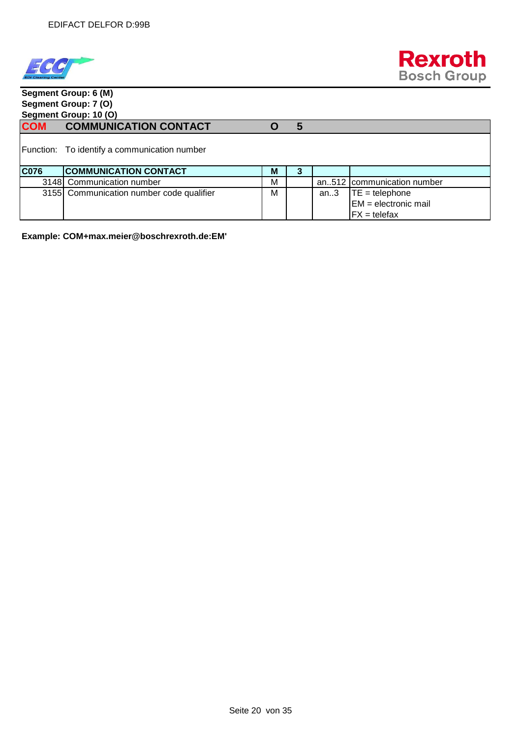**Segment Group: 6 (M)**
**Segment Group: 7 (O)**
**Segment Group: 10 (O)**

| COM | COMMUNICATION CONTACT | O | 5 | | |
|---|---|---|---|---|---|

Function: To identify a communication number

| C076 | COMMUNICATION CONTACT | M | 3 | | |
|---|---|---|---|---|---|
| 3148 | Communication number | M | | an..512 | communication number |
| 3155 | Communication number code qualifier | M | | an..3 | TE = telephone<br>EM = electronic mail<br>FX = telefax |

**Example: COM+max.meier@boschrexroth.de:EM'**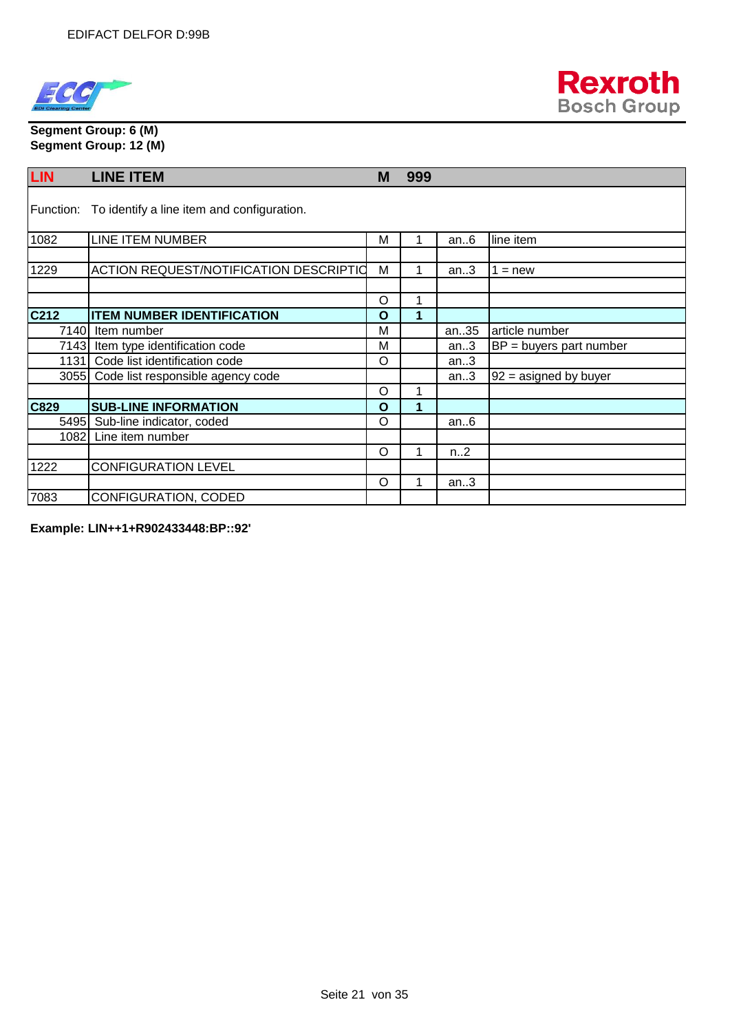**Segment Group: 6 (M)**
**Segment Group: 12 (M)**

| LIN | LINE ITEM | M | 999 | | |
|---|---|---|---|---|---|
| Function: | To identify a line item and configuration. | | | | |
| 1082 | LINE ITEM NUMBER | M | 1 | an..6 | line item |
| | | | | | |
| 1229 | ACTION REQUEST/NOTIFICATION DESCRIPTIO | M | 1 | an..3 | 1 = new |
| | | | | | |
| | | O | 1 | | |
| **C212** | **ITEM NUMBER IDENTIFICATION** | **O** | **1** | | |
| 7140 | Item number | M | | an..35 | article number |
| 7143 | Item type identification code | M | | an..3 | BP = buyers part number |
| 1131 | Code list identification code | O | | an..3 | |
| 3055 | Code list responsible agency code | | | an..3 | 92 = asigned by buyer |
| | | O | 1 | | |
| **C829** | **SUB-LINE INFORMATION** | **O** | **1** | | |
| 5495 | Sub-line indicator, coded | O | | an..6 | |
| 1082 | Line item number | | | | |
| | | O | 1 | n..2 | |
| 1222 | CONFIGURATION LEVEL | | | | |
| | | O | 1 | an..3 | |
| 7083 | CONFIGURATION, CODED | | | | |

**Example: LIN++1+R902433448:BP::92'**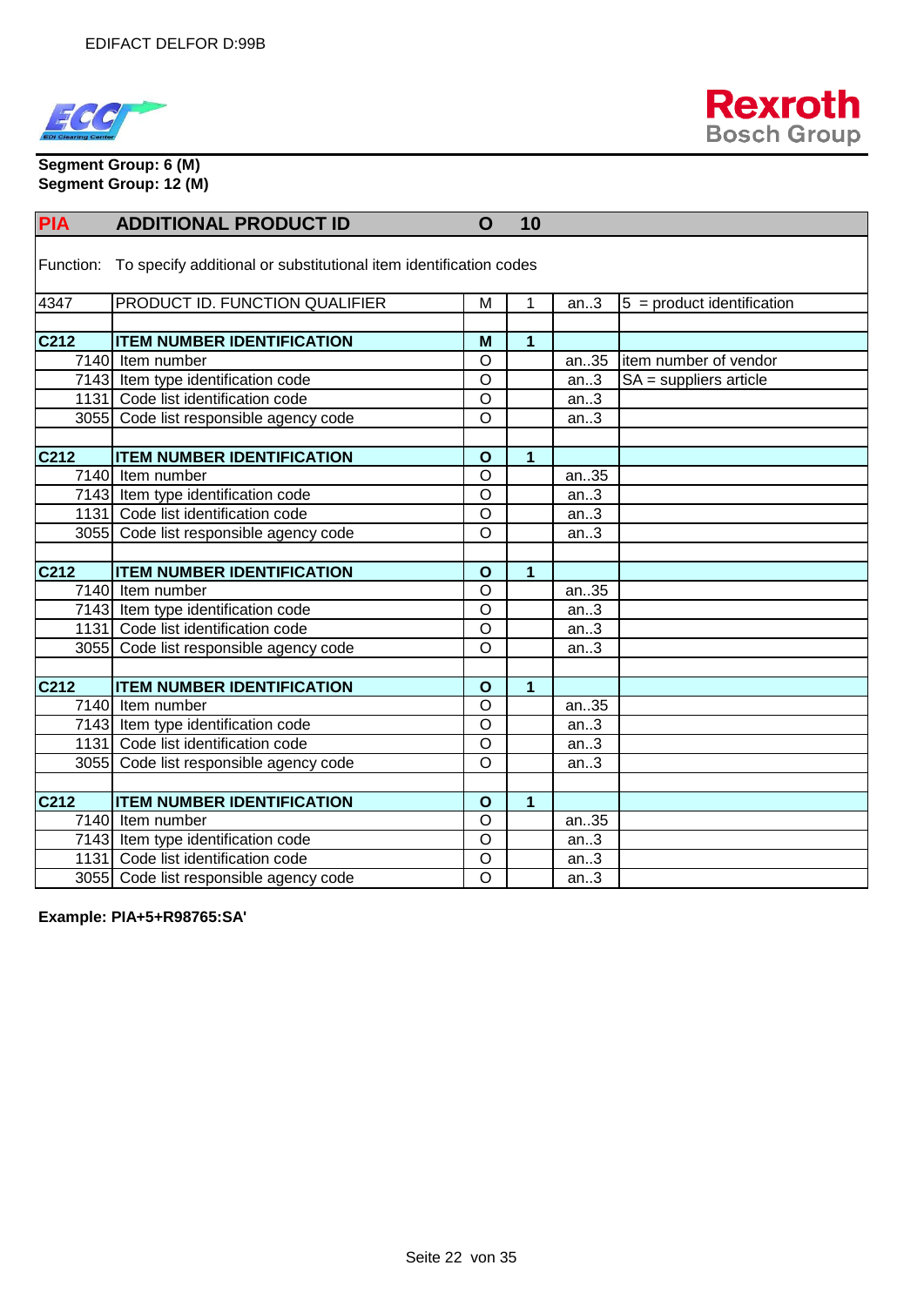**Segment Group: 6 (M)**
**Segment Group: 12 (M)**

| PIA | ADDITIONAL PRODUCT ID | O | 10 | | |
|---|---|---|---|---|---|
| Function: | To specify additional or substitutional item identification codes | | | | |
| 4347 | PRODUCT ID. FUNCTION QUALIFIER | M | 1 | an..3 | 5 = product identification |
| | | | | | |
| **C212** | **ITEM NUMBER IDENTIFICATION** | **M** | **1** | | |
| 7140 | Item number | O | | an..35 | item number of vendor |
| 7143 | Item type identification code | O | | an..3 | SA = suppliers article |
| 1131 | Code list identification code | O | | an..3 | |
| 3055 | Code list responsible agency code | O | | an..3 | |
| | | | | | |
| **C212** | **ITEM NUMBER IDENTIFICATION** | **O** | **1** | | |
| 7140 | Item number | O | | an..35 | |
| 7143 | Item type identification code | O | | an..3 | |
| 1131 | Code list identification code | O | | an..3 | |
| 3055 | Code list responsible agency code | O | | an..3 | |
| | | | | | |
| **C212** | **ITEM NUMBER IDENTIFICATION** | **O** | **1** | | |
| 7140 | Item number | O | | an..35 | |
| 7143 | Item type identification code | O | | an..3 | |
| 1131 | Code list identification code | O | | an..3 | |
| 3055 | Code list responsible agency code | O | | an..3 | |
| | | | | | |
| **C212** | **ITEM NUMBER IDENTIFICATION** | **O** | **1** | | |
| 7140 | Item number | O | | an..35 | |
| 7143 | Item type identification code | O | | an..3 | |
| 1131 | Code list identification code | O | | an..3 | |
| 3055 | Code list responsible agency code | O | | an..3 | |
| | | | | | |
| **C212** | **ITEM NUMBER IDENTIFICATION** | **O** | **1** | | |
| 7140 | Item number | O | | an..35 | |
| 7143 | Item type identification code | O | | an..3 | |
| 1131 | Code list identification code | O | | an..3 | |
| 3055 | Code list responsible agency code | O | | an..3 | |

**Example: PIA+5+R98765:SA'**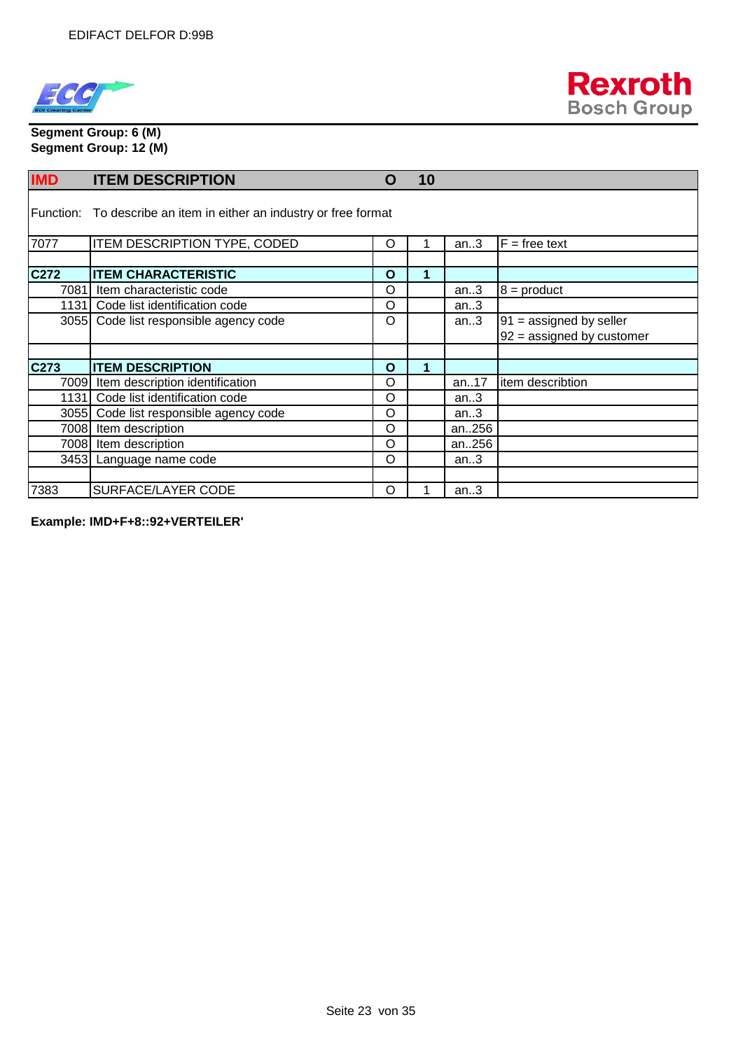**Segment Group: 6 (M)**
**Segment Group: 12 (M)**

| IMD | ITEM DESCRIPTION | O | 10 | | |
|---|---|---|---|---|---|
| Function: | To describe an item in either an industry or free format | | | | |
| 7077 | ITEM DESCRIPTION TYPE, CODED | O | 1 | an..3 | F = free text |
| | | | | | |
| **C272** | **ITEM CHARACTERISTIC** | **O** | **1** | | |
| 7081 | Item characteristic code | O | | an..3 | 8 = product |
| 1131 | Code list identification code | O | | an..3 | |
| 3055 | Code list responsible agency code | O | | an..3 | 91 = assigned by seller<br>92 = assigned by customer |
| | | | | | |
| **C273** | **ITEM DESCRIPTION** | **O** | **1** | | |
| 7009 | Item description identification | O | | an..17 | item describtion |
| 1131 | Code list identification code | O | | an..3 | |
| 3055 | Code list responsible agency code | O | | an..3 | |
| 7008 | Item description | O | | an..256 | |
| 7008 | Item description | O | | an..256 | |
| 3453 | Language name code | O | | an..3 | |
| | | | | | |
| 7383 | SURFACE/LAYER CODE | O | 1 | an..3 | |

**Example: IMD+F+8::92+VERTEILER'**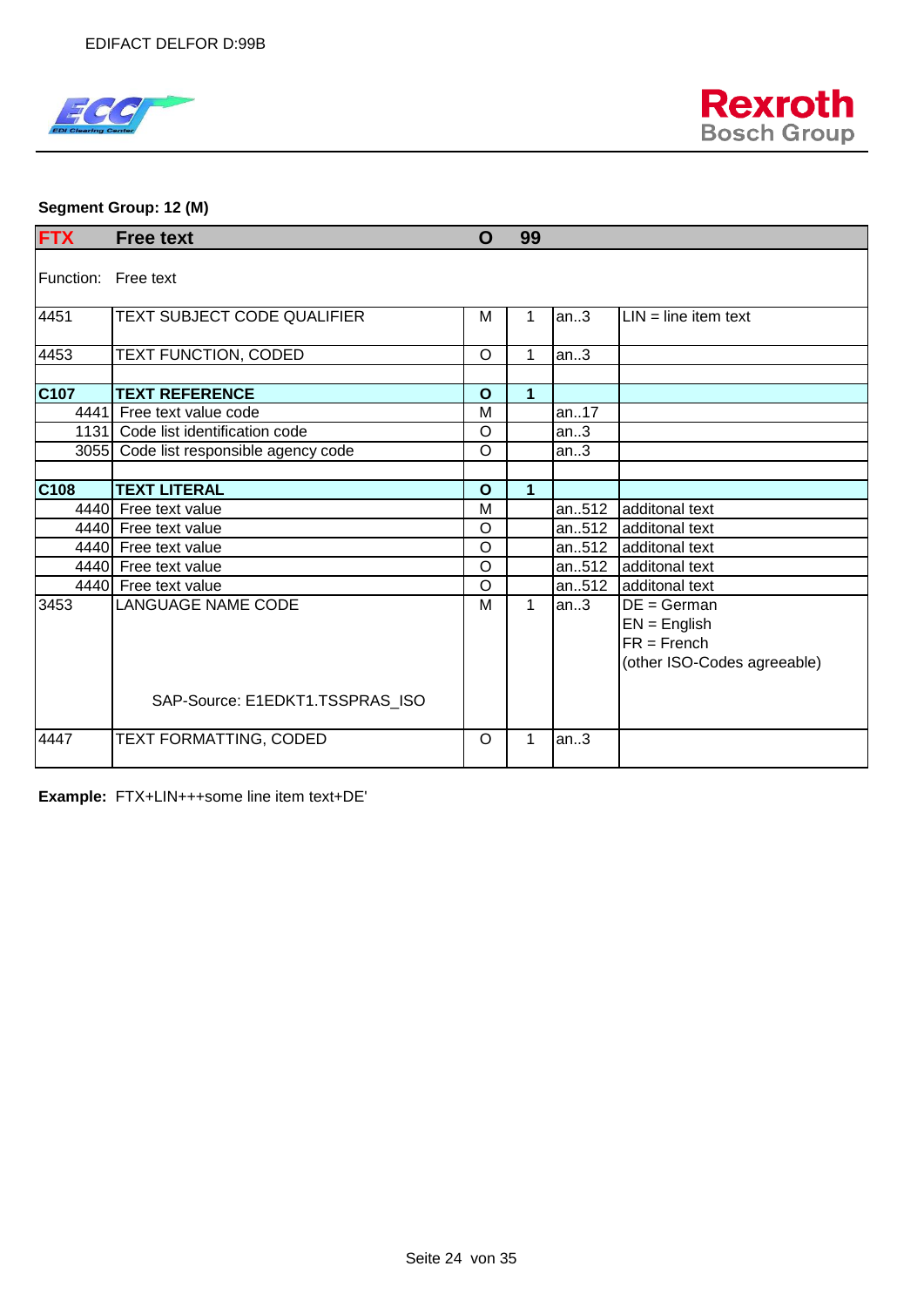**Segment Group: 12 (M)**

| FTX | Free text | O | 99 | |
|---|---|---|---|---|
| Function: | Free text | | | |
| 4451 | TEXT SUBJECT CODE QUALIFIER | M | 1 | an..3 | LIN = line item text |
| 4453 | TEXT FUNCTION, CODED | O | 1 | an..3 | |
| | | | | | |
| **C107** | **TEXT REFERENCE** | **O** | **1** | | |
| 4441 | Free text value code | M | | an..17 | |
| 1131 | Code list identification code | O | | an..3 | |
| 3055 | Code list responsible agency code | O | | an..3 | |
| | | | | | |
| **C108** | **TEXT LITERAL** | **O** | **1** | | |
| 4440 | Free text value | M | | an..512 | additonal text |
| 4440 | Free text value | O | | an..512 | additonal text |
| 4440 | Free text value | O | | an..512 | additonal text |
| 4440 | Free text value | O | | an..512 | additonal text |
| 4440 | Free text value | O | | an..512 | additonal text |
| 3453 | LANGUAGE NAME CODE<br><br>SAP-Source: E1EDKT1.TSSPRAS_ISO | M | 1 | an..3 | DE = German<br>EN = English<br>FR = French<br>(other ISO-Codes agreeable) |
| 4447 | TEXT FORMATTING, CODED | O | 1 | an..3 | |

**Example:** FTX+LIN+++some line item text+DE'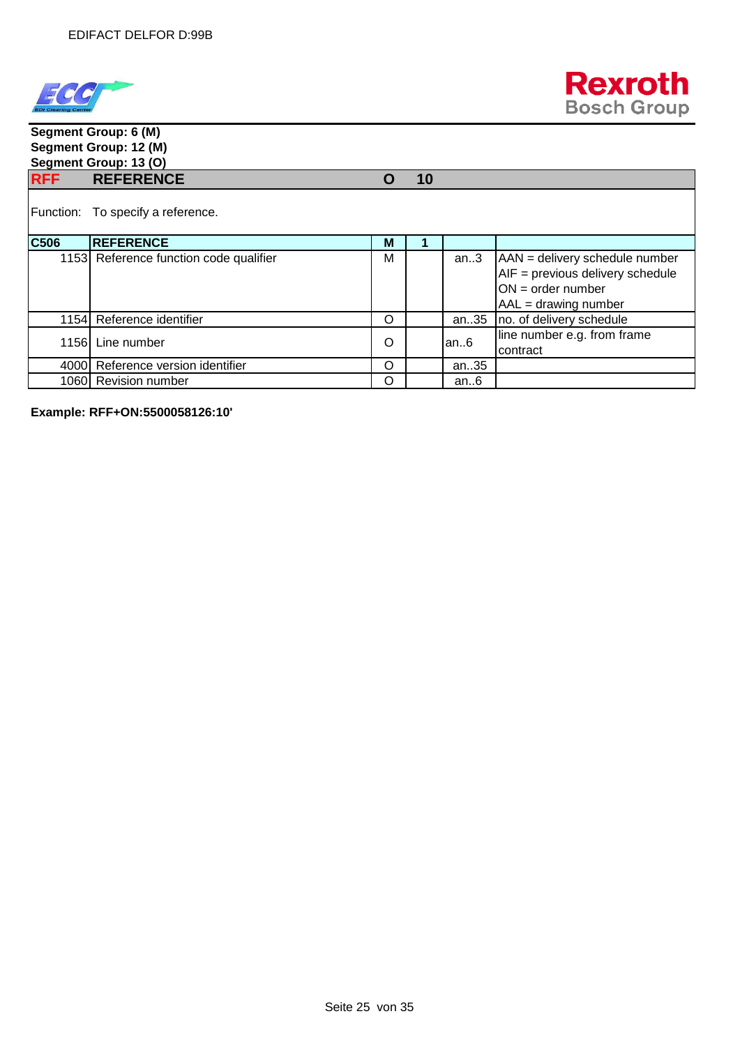Segment Group: 6 (M)
Segment Group: 12 (M)
Segment Group: 13 (O)

| RFF | REFERENCE | O | 10 | | |
|---|---|---|---|---|---|

Function: To specify a reference.

| C506 | REFERENCE | M | 1 | | |
|---|---|---|---|---|---|
| 1153 | Reference function code qualifier | M | | an..3 | AAN = delivery schedule number<br>AIF = previous delivery schedule<br>ON = order number<br>AAL = drawing number |
| 1154 | Reference identifier | O | | an..35 | no. of delivery schedule |
| 1156 | Line number | O | | an..6 | line number e.g. from frame contract |
| 4000 | Reference version identifier | O | | an..35 | |
| 1060 | Revision number | O | | an..6 | |

**Example: RFF+ON:5500058126:10'**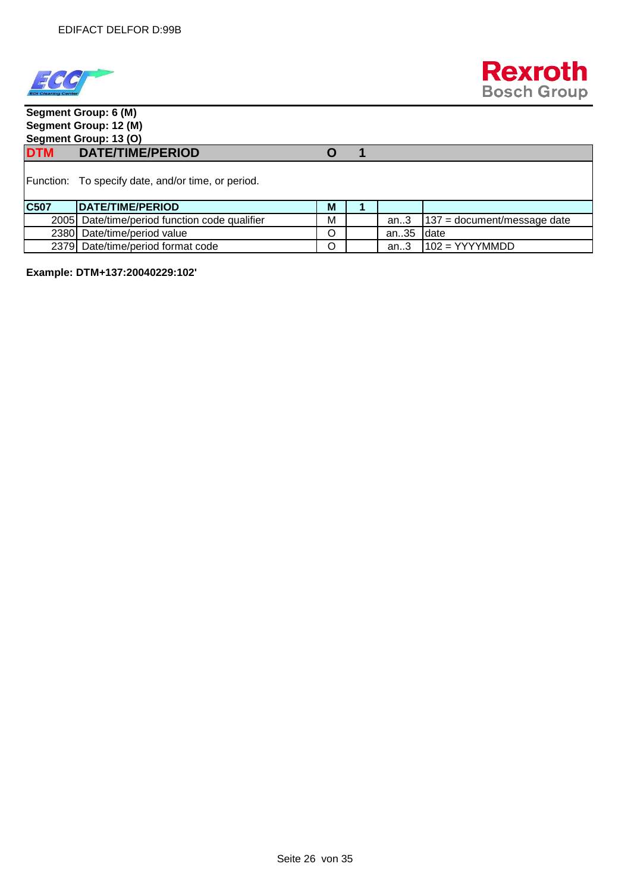**Segment Group: 6 (M)**
**Segment Group: 12 (M)**
**Segment Group: 13 (O)**

| DTM | DATE/TIME/PERIOD | O | 1 | | |
|---|---|---|---|---|---|

Function: To specify date, and/or time, or period.

| C507 | DATE/TIME/PERIOD | M | 1 | | |
|---|---|---|---|---|---|
| 2005 | Date/time/period function code qualifier | M | | an..3 | 137 = document/message date |
| 2380 | Date/time/period value | O | | an..35 | date |
| 2379 | Date/time/period format code | O | | an..3 | 102 = YYYYMMDD |

**Example: DTM+137:20040229:102'**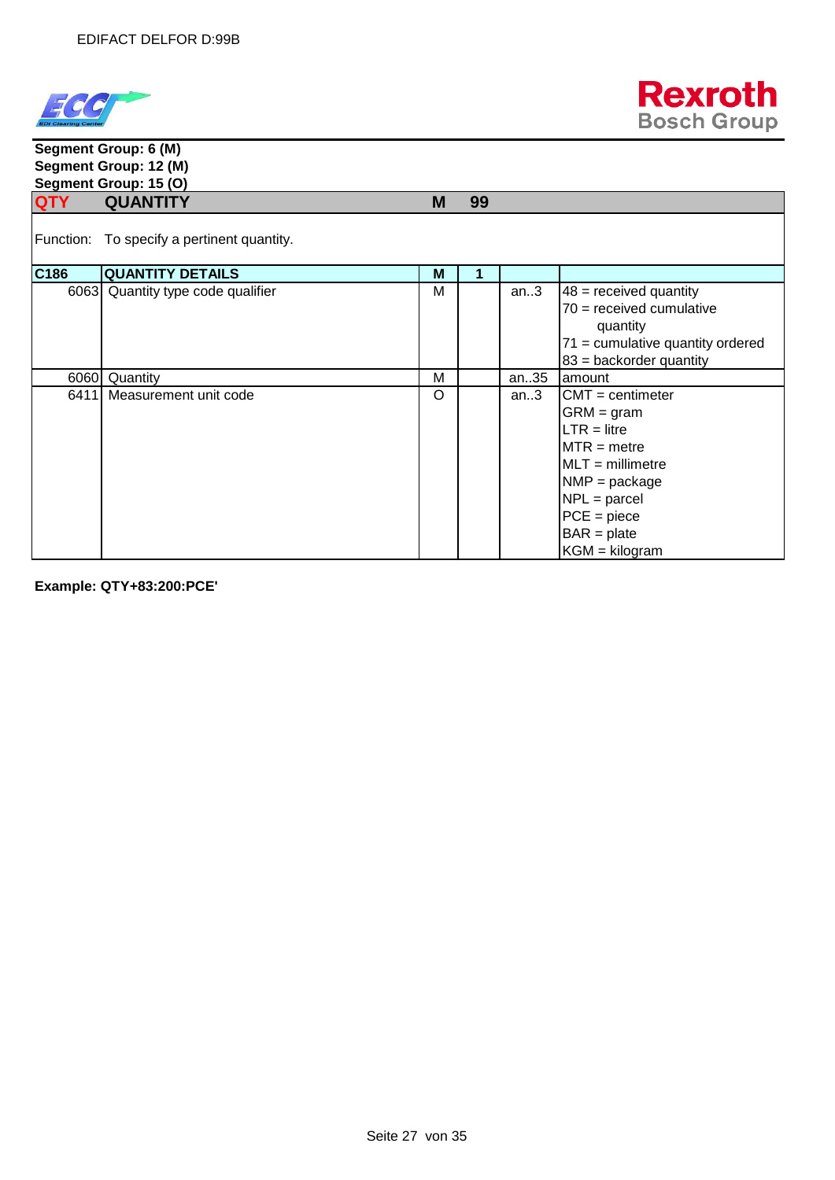**Segment Group: 6 (M)**
**Segment Group: 12 (M)**
**Segment Group: 15 (O)**

| QTY | QUANTITY | M | 99 | | |
|---|---|---|---|---|---|

Function: To specify a pertinent quantity.

| C186 | QUANTITY DETAILS | M | 1 | | |
|---|---|---|---|---|---|
| 6063 | Quantity type code qualifier | M | | an..3 | 48 = received quantity<br>70 = received cumulative quantity<br>71 = cumulative quantity ordered<br>83 = backorder quantity |
| 6060 | Quantity | M | | an..35 | amount |
| 6411 | Measurement unit code | O | | an..3 | CMT = centimeter<br>GRM = gram<br>LTR = litre<br>MTR = metre<br>MLT = millimetre<br>NMP = package<br>NPL = parcel<br>PCE = piece<br>BAR = plate<br>KGM = kilogram |

**Example: QTY+83:200:PCE'**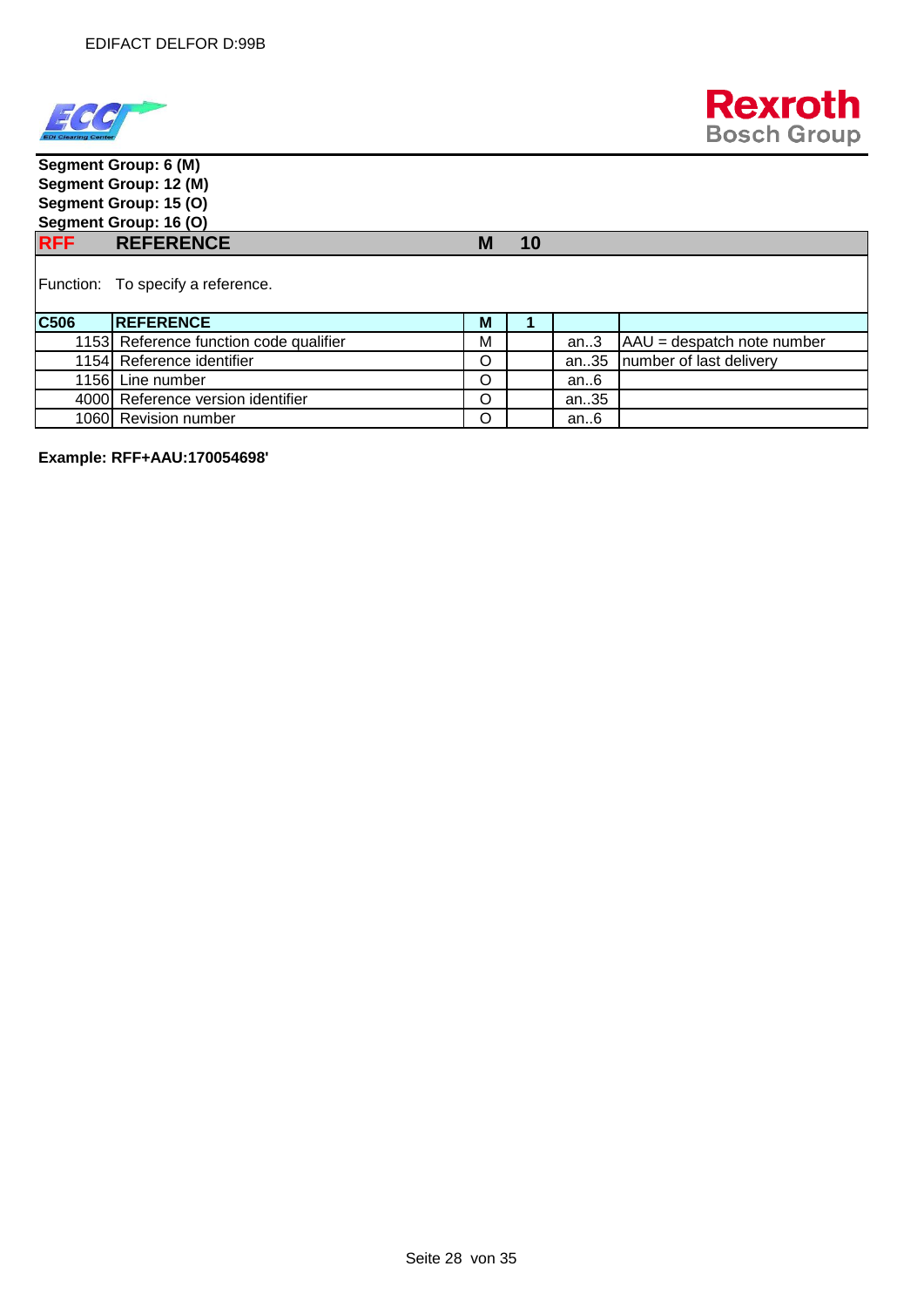**Segment Group: 6 (M)**
**Segment Group: 12 (M)**
**Segment Group: 15 (O)**
**Segment Group: 16 (O)**

| RFF | REFERENCE | M | 10 | | |
|---|---|---|---|---|---|
| Function: | To specify a reference. | | | | |
| **C506** | **REFERENCE** | **M** | **1** | | |
| 1153 | Reference function code qualifier | M | | an..3 | AAU = despatch note number |
| 1154 | Reference identifier | O | | an..35 | number of last delivery |
| 1156 | Line number | O | | an..6 | |
| 4000 | Reference version identifier | O | | an..35 | |
| 1060 | Revision number | O | | an..6 | |

**Example: RFF+AAU:170054698'**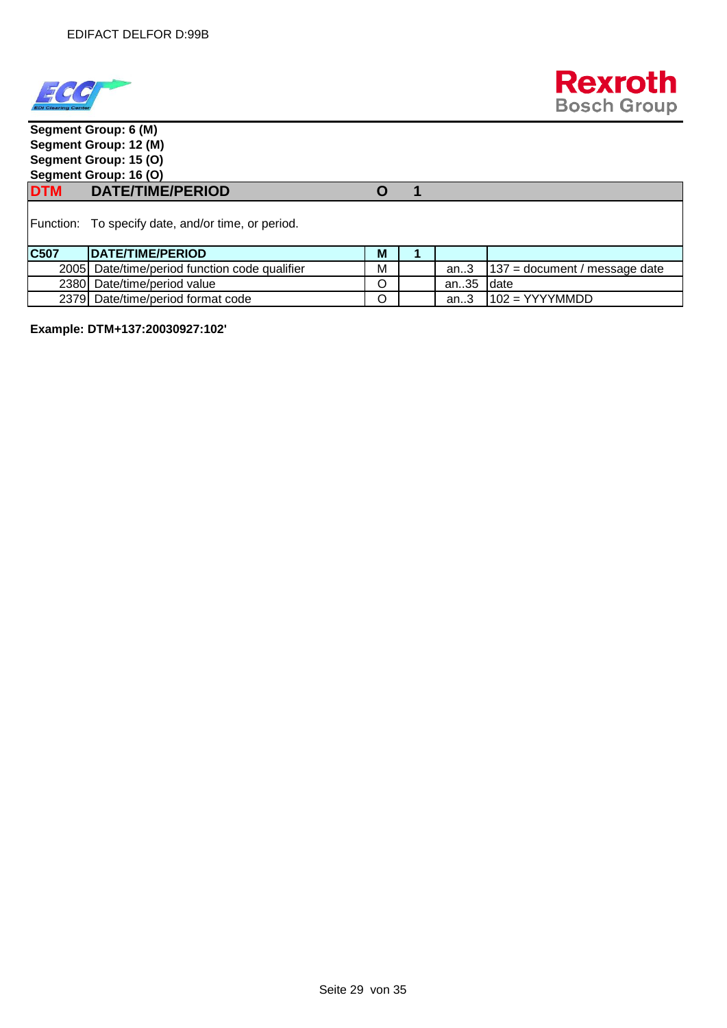**Segment Group: 6 (M)**
**Segment Group: 12 (M)**
**Segment Group: 15 (O)**
**Segment Group: 16 (O)**

| DTM | DATE/TIME/PERIOD | O | 1 | | |
|---|---|---|---|---|---|
| Function: | To specify date, and/or time, or period. | | | | |
| **C507** | **DATE/TIME/PERIOD** | **M** | **1** | | |
| 2005 | Date/time/period function code qualifier | M | | an..3 | 137 = document / message date |
| 2380 | Date/time/period value | O | | an..35 | date |
| 2379 | Date/time/period format code | O | | an..3 | 102 = YYYYMMDD |

**Example: DTM+137:20030927:102'**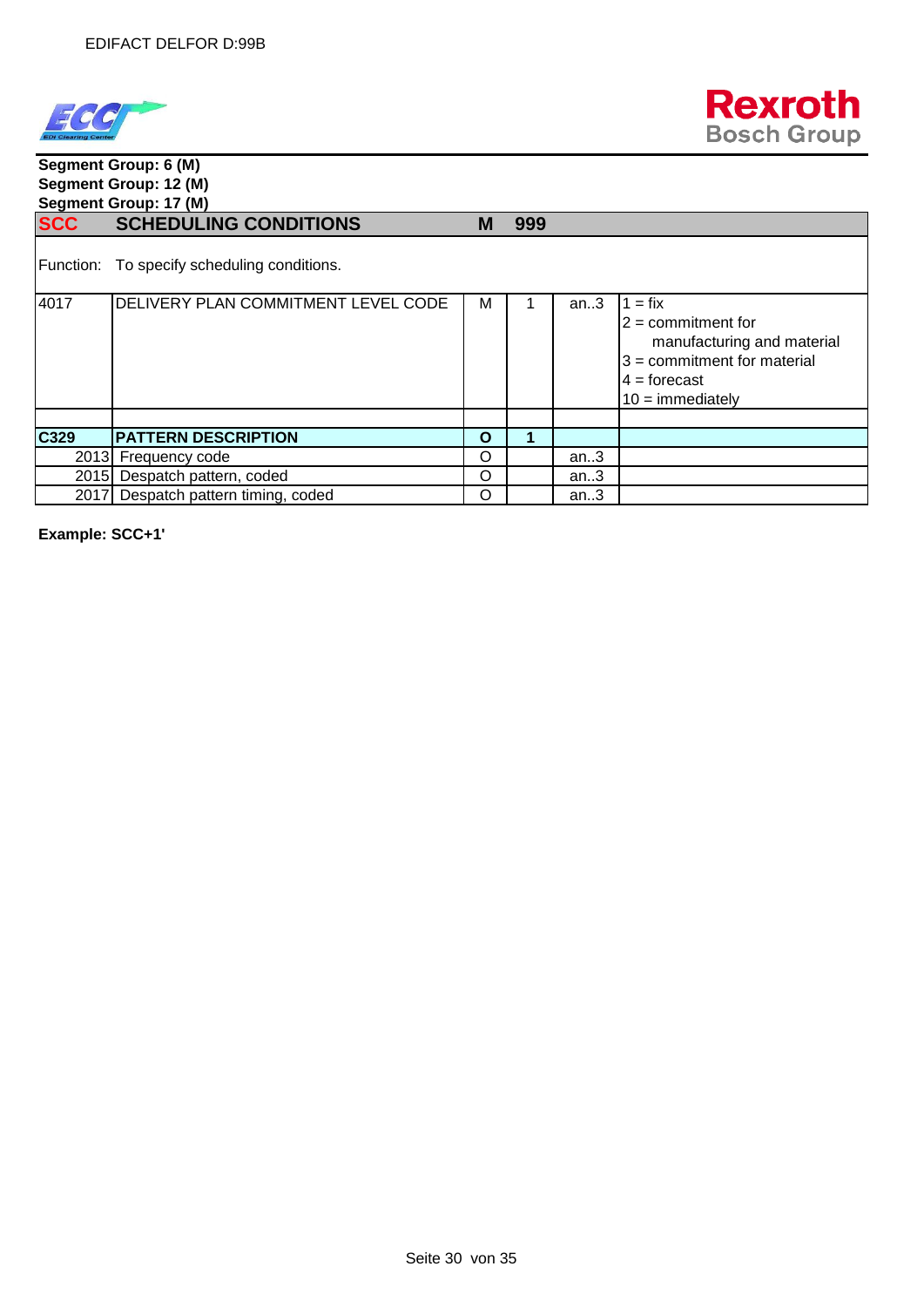**Segment Group: 6 (M)**
**Segment Group: 12 (M)**
**Segment Group: 17 (M)**

| **SCC** | **SCHEDULING CONDITIONS** | **M** | **999** | | |
|---|---|---|---|---|---|
| Function: | To specify scheduling conditions. | | | | |
| 4017 | DELIVERY PLAN COMMITMENT LEVEL CODE | M | 1 | an..3 | 1 = fix<br>2 = commitment for manufacturing and material<br>3 = commitment for material<br>4 = forecast<br>10 = immediately |
| | | | | | |
| **C329** | **PATTERN DESCRIPTION** | **O** | **1** | | |
| 2013 | Frequency code | O | | an..3 | |
| 2015 | Despatch pattern, coded | O | | an..3 | |
| 2017 | Despatch pattern timing, coded | O | | an..3 | |

**Example: SCC+1'**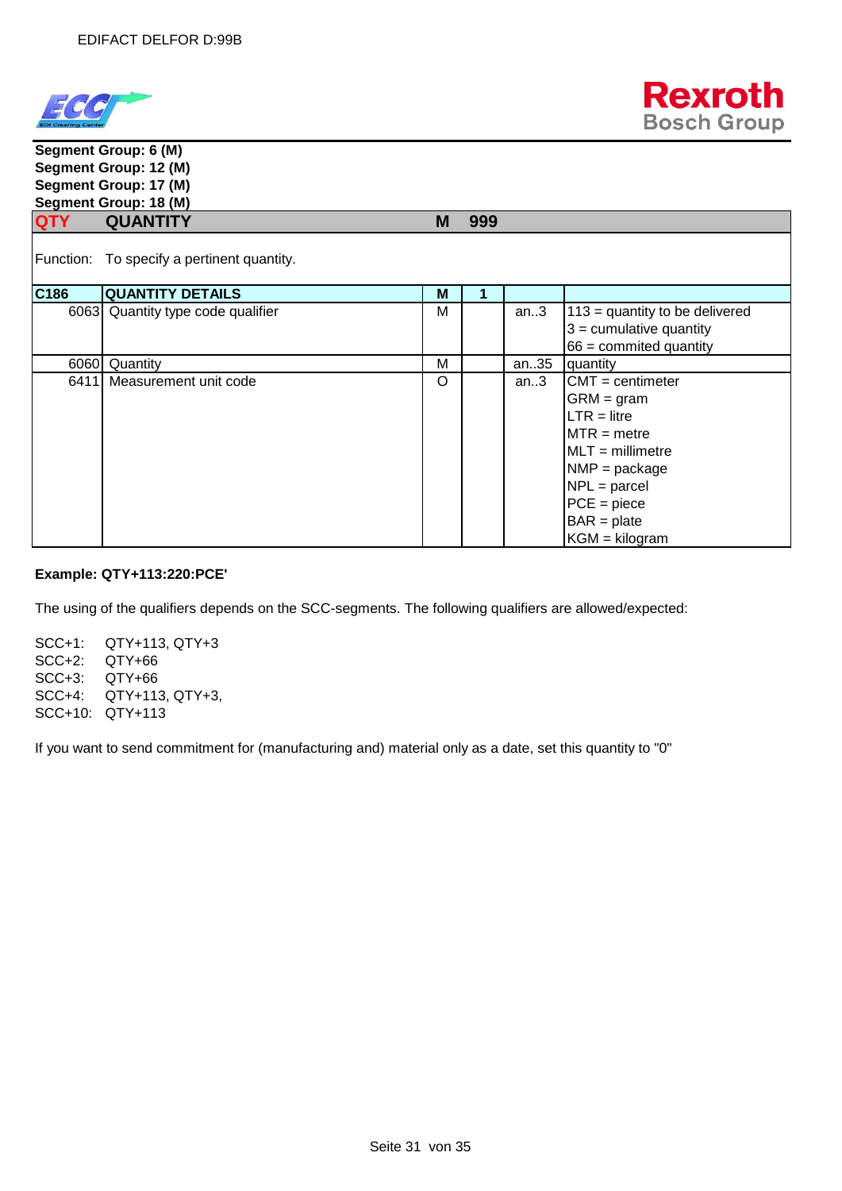**Segment Group: 6 (M)**
**Segment Group: 12 (M)**
**Segment Group: 17 (M)**
**Segment Group: 18 (M)**

| **QTY** | **QUANTITY** | **M** | **999** | | |
|---|---|---|---|---|---|

Function: To specify a pertinent quantity.

| | | | | | |
|---|---|---|---|---|---|
| **C186** | **QUANTITY DETAILS** | **M** | **1** | | |
| 6063 | Quantity type code qualifier | M | | an..3 | 113 = quantity to be delivered<br>3 = cumulative quantity<br>66 = commited quantity |
| 6060 | Quantity | M | | an..35 | quantity |
| 6411 | Measurement unit code | O | | an..3 | CMT = centimeter<br>GRM = gram<br>LTR = litre<br>MTR = metre<br>MLT = millimetre<br>NMP = package<br>NPL = parcel<br>PCE = piece<br>BAR = plate<br>KGM = kilogram |

**Example: QTY+113:220:PCE'**

The using of the qualifiers depends on the SCC-segments. The following qualifiers are allowed/expected:

SCC+1: QTY+113, QTY+3
SCC+2: QTY+66
SCC+3: QTY+66
SCC+4: QTY+113, QTY+3,
SCC+10: QTY+113

If you want to send commitment for (manufacturing and) material only as a date, set this quantity to "0"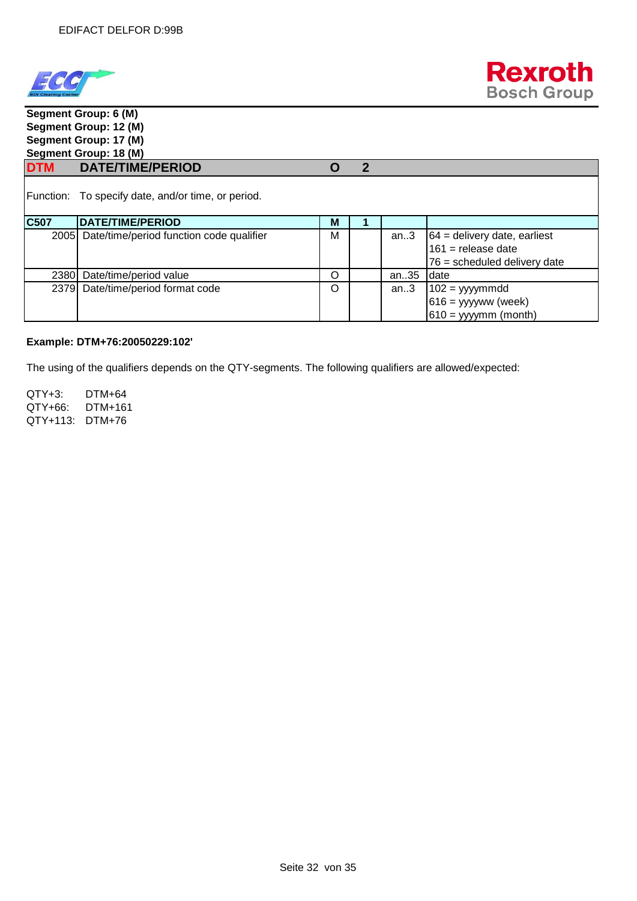Segment Group: 6 (M)
Segment Group: 12 (M)
Segment Group: 17 (M)
Segment Group: 18 (M)

| DTM | DATE/TIME/PERIOD | O | 2 | | |
|---|---|---|---|---|---|
| Function: | To specify date, and/or time, or period. | | | | |
| **C507** | **DATE/TIME/PERIOD** | **M** | **1** | | |
| 2005 | Date/time/period function code qualifier | M | | an..3 | 64 = delivery date, earliest<br>161 = release date<br>76 = scheduled delivery date |
| 2380 | Date/time/period value | O | | an..35 | date |
| 2379 | Date/time/period format code | O | | an..3 | 102 = yyyymmdd<br>616 = yyyyww (week)<br>610 = yyyymm (month) |

**Example: DTM+76:20050229:102'**

The using of the qualifiers depends on the QTY-segments. The following qualifiers are allowed/expected:

QTY+3: DTM+64
QTY+66: DTM+161
QTY+113: DTM+76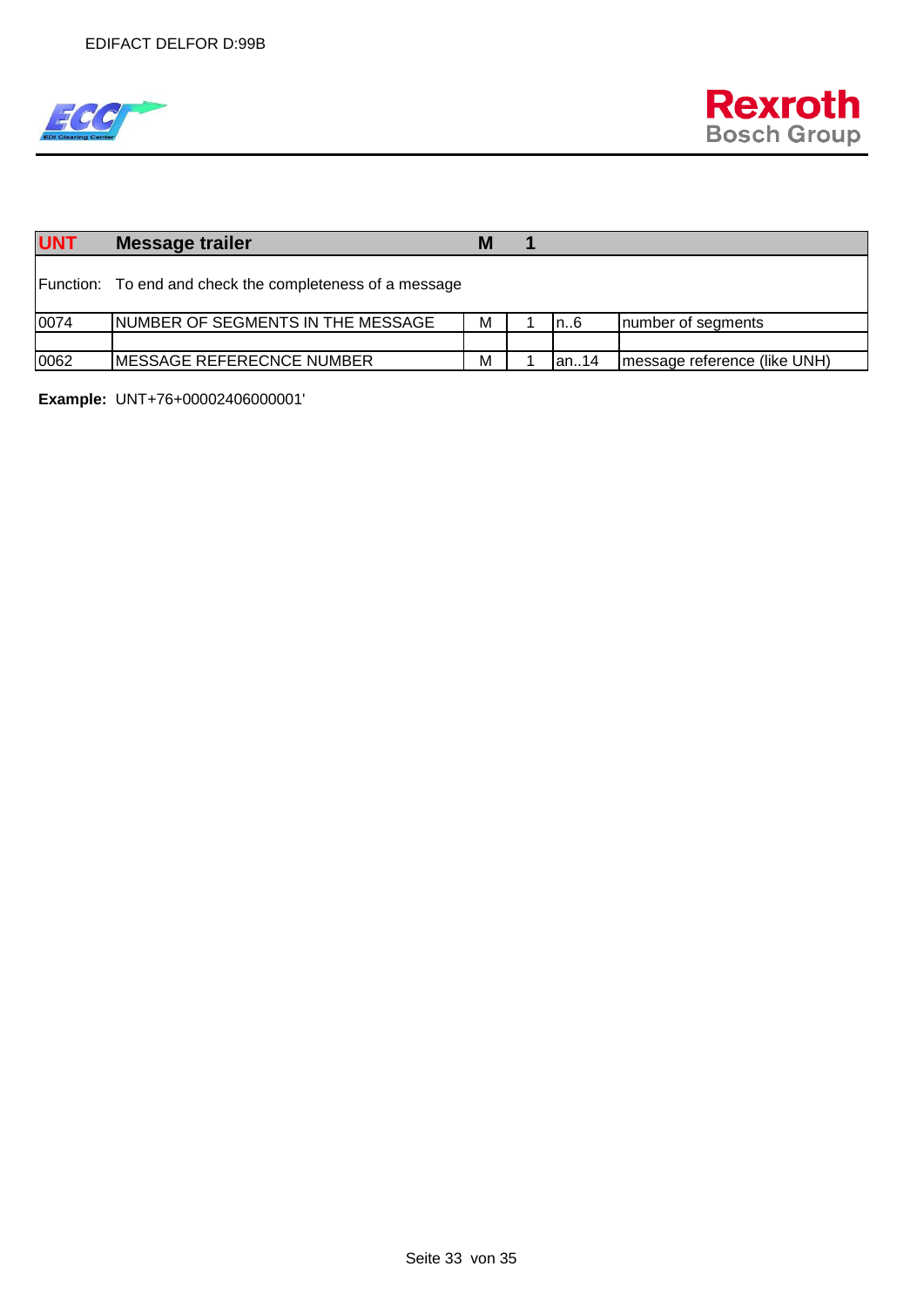| UNT | Message trailer | M | 1 | | |
|---|---|---|---|---|---|
| Function: | To end and check the completeness of a message | | | | |
| 0074 | NUMBER OF SEGMENTS IN THE MESSAGE | M | 1 | n..6 | number of segments |
| | | | | | |
| 0062 | MESSAGE REFERECNCE NUMBER | M | 1 | an..14 | message reference (like UNH) |

**Example:** UNT+76+00002406000001'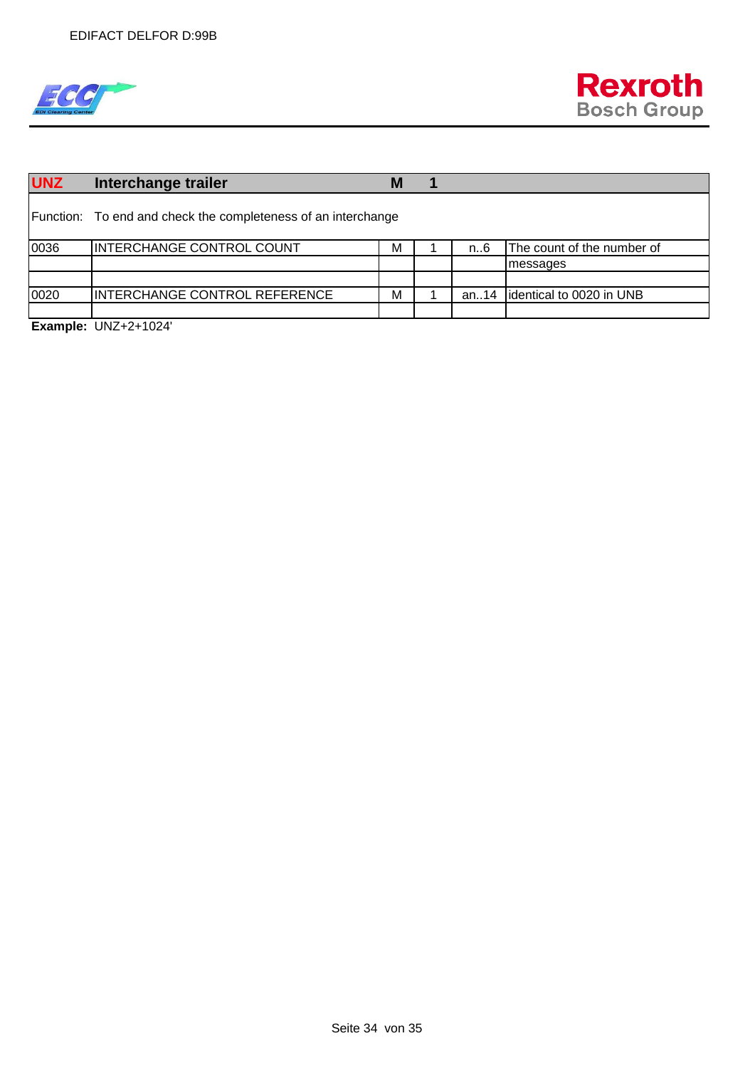| UNZ | Interchange trailer | M | 1 | | |
|---|---|---|---|---|---|
| Function: | To end and check the completeness of an interchange | | | | |
| 0036 | INTERCHANGE CONTROL COUNT | M | 1 | n..6 | The count of the number of messages |
| | | | | | |
| 0020 | INTERCHANGE CONTROL REFERENCE | M | 1 | an..14 | identical to 0020 in UNB |
| | | | | | |

**Example:** UNZ+2+1024'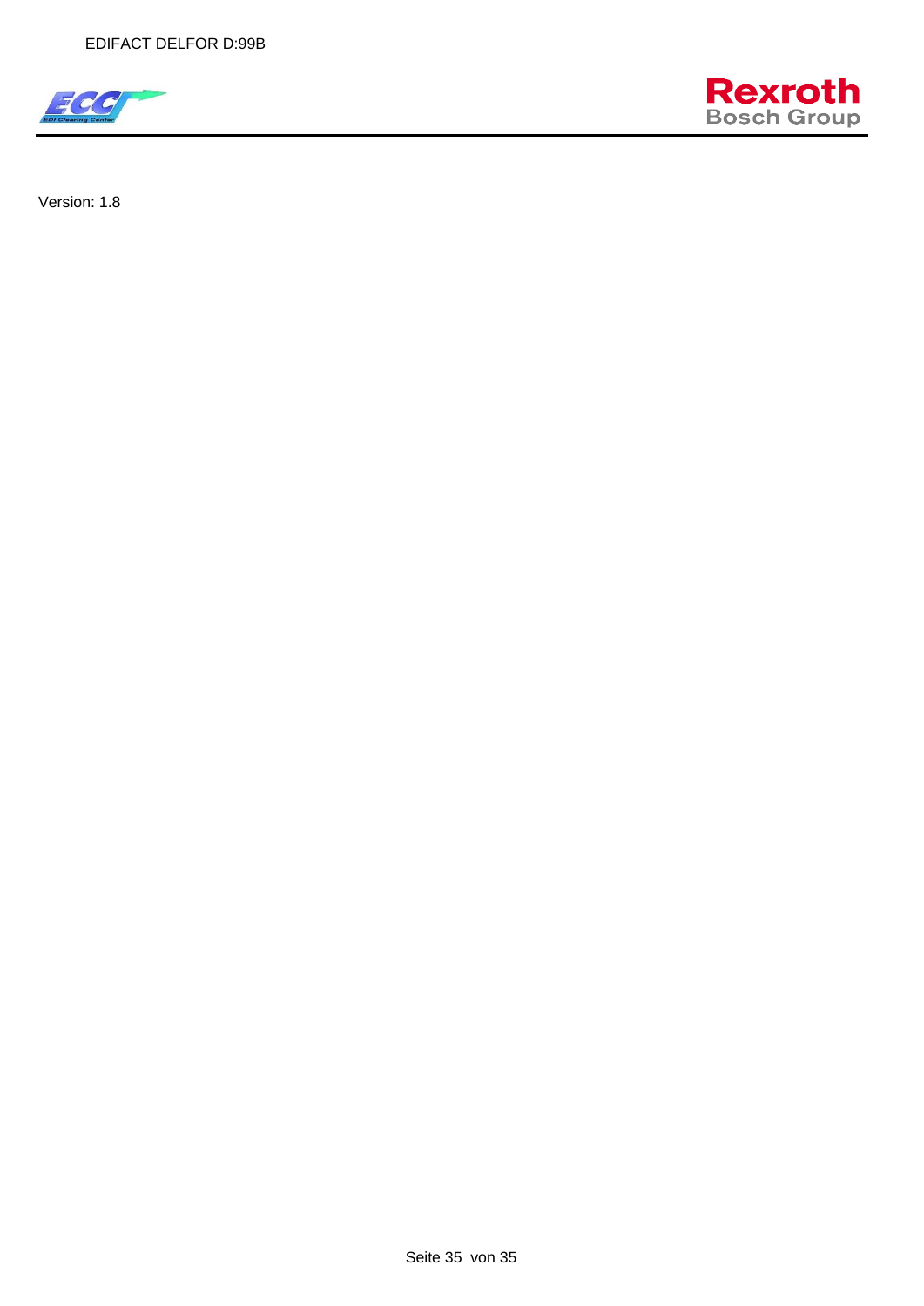Version: 1.8